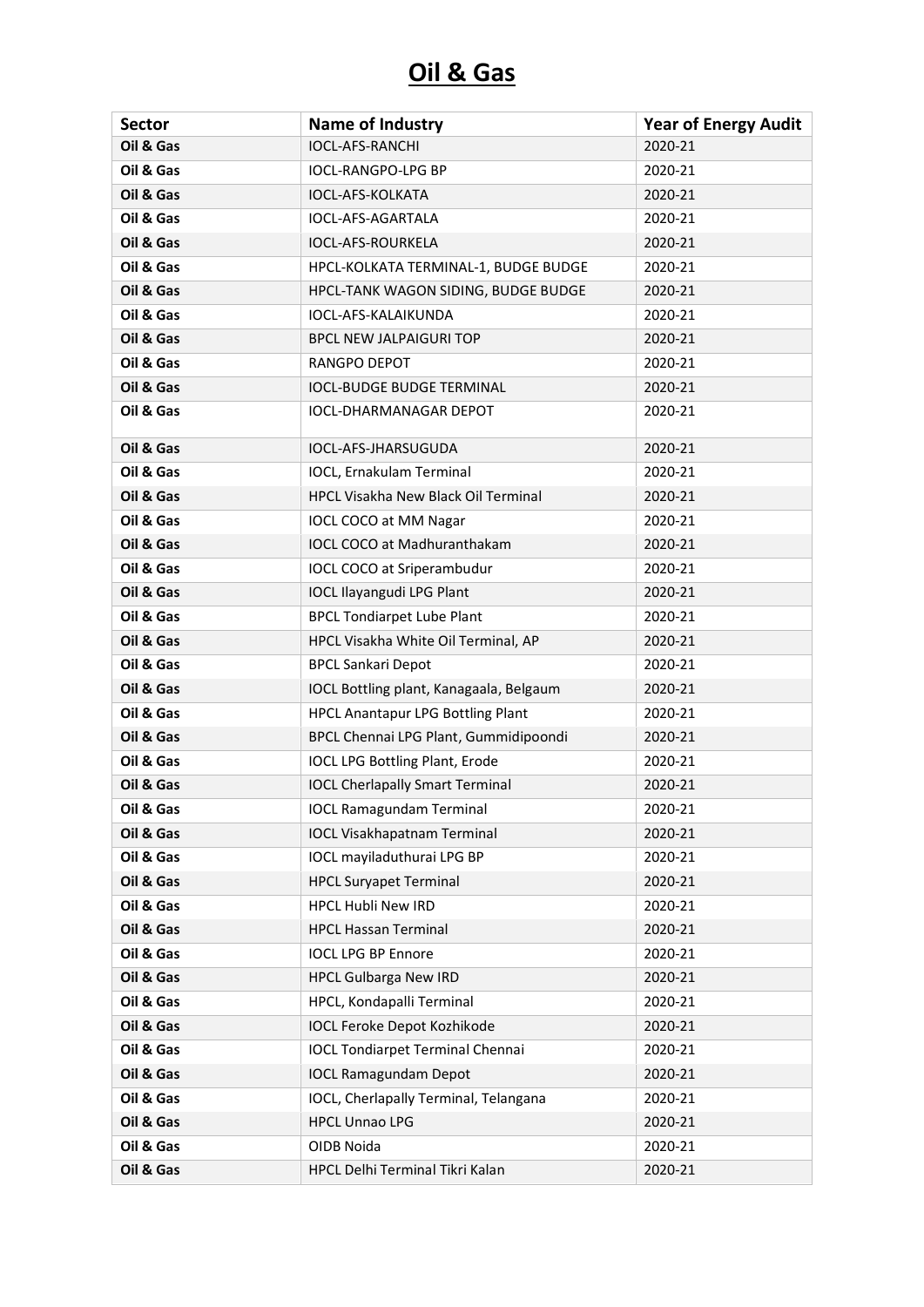# Oil & Gas

| Sector | Name of Industry | Year of Energy Audit |
|---|---|---|
| Oil & Gas | IOCL-AFS-RANCHI | 2020-21 |
| Oil & Gas | IOCL-RANGPO-LPG BP | 2020-21 |
| Oil & Gas | IOCL-AFS-KOLKATA | 2020-21 |
| Oil & Gas | IOCL-AFS-AGARTALA | 2020-21 |
| Oil & Gas | IOCL-AFS-ROURKELA | 2020-21 |
| Oil & Gas | HPCL-KOLKATA TERMINAL-1, BUDGE BUDGE | 2020-21 |
| Oil & Gas | HPCL-TANK WAGON SIDING, BUDGE BUDGE | 2020-21 |
| Oil & Gas | IOCL-AFS-KALAIKUNDA | 2020-21 |
| Oil & Gas | BPCL NEW JALPAIGURI TOP | 2020-21 |
| Oil & Gas | RANGPO DEPOT | 2020-21 |
| Oil & Gas | IOCL-BUDGE BUDGE TERMINAL | 2020-21 |
| Oil & Gas | IOCL-DHARMANAGAR DEPOT | 2020-21 |
| Oil & Gas | IOCL-AFS-JHARSUGUDA | 2020-21 |
| Oil & Gas | IOCL, Ernakulam Terminal | 2020-21 |
| Oil & Gas | HPCL Visakha New Black Oil Terminal | 2020-21 |
| Oil & Gas | IOCL COCO at MM Nagar | 2020-21 |
| Oil & Gas | IOCL COCO at Madhuranthakam | 2020-21 |
| Oil & Gas | IOCL COCO at Sriperambudur | 2020-21 |
| Oil & Gas | IOCL Ilayangudi LPG Plant | 2020-21 |
| Oil & Gas | BPCL Tondiarpet Lube Plant | 2020-21 |
| Oil & Gas | HPCL Visakha White Oil Terminal, AP | 2020-21 |
| Oil & Gas | BPCL Sankari Depot | 2020-21 |
| Oil & Gas | IOCL Bottling plant, Kanagaala, Belgaum | 2020-21 |
| Oil & Gas | HPCL Anantapur LPG Bottling Plant | 2020-21 |
| Oil & Gas | BPCL Chennai LPG Plant, Gummidipoondi | 2020-21 |
| Oil & Gas | IOCL LPG Bottling Plant, Erode | 2020-21 |
| Oil & Gas | IOCL Cherlapally Smart Terminal | 2020-21 |
| Oil & Gas | IOCL Ramagundam Terminal | 2020-21 |
| Oil & Gas | IOCL Visakhapatnam Terminal | 2020-21 |
| Oil & Gas | IOCL mayiladuthurai LPG BP | 2020-21 |
| Oil & Gas | HPCL Suryapet Terminal | 2020-21 |
| Oil & Gas | HPCL Hubli New IRD | 2020-21 |
| Oil & Gas | HPCL Hassan Terminal | 2020-21 |
| Oil & Gas | IOCL LPG BP Ennore | 2020-21 |
| Oil & Gas | HPCL Gulbarga New IRD | 2020-21 |
| Oil & Gas | HPCL, Kondapalli Terminal | 2020-21 |
| Oil & Gas | IOCL Feroke Depot Kozhikode | 2020-21 |
| Oil & Gas | IOCL Tondiarpet Terminal Chennai | 2020-21 |
| Oil & Gas | IOCL Ramagundam Depot | 2020-21 |
| Oil & Gas | IOCL, Cherlapally Terminal, Telangana | 2020-21 |
| Oil & Gas | HPCL Unnao LPG | 2020-21 |
| Oil & Gas | OIDB Noida | 2020-21 |
| Oil & Gas | HPCL Delhi Terminal Tikri Kalan | 2020-21 |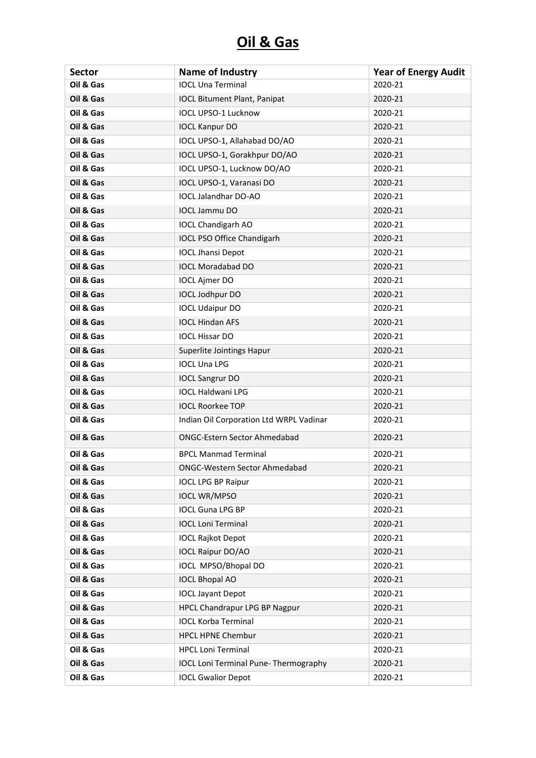# Oil & Gas

| Sector | Name of Industry | Year of Energy Audit |
|---|---|---|
| **Oil & Gas** | IOCL Una Terminal | 2020-21 |
| **Oil & Gas** | IOCL Bitument Plant, Panipat | 2020-21 |
| **Oil & Gas** | IOCL UPSO-1 Lucknow | 2020-21 |
| **Oil & Gas** | IOCL Kanpur DO | 2020-21 |
| **Oil & Gas** | IOCL UPSO-1, Allahabad DO/AO | 2020-21 |
| **Oil & Gas** | IOCL UPSO-1, Gorakhpur DO/AO | 2020-21 |
| **Oil & Gas** | IOCL UPSO-1, Lucknow DO/AO | 2020-21 |
| **Oil & Gas** | IOCL UPSO-1, Varanasi DO | 2020-21 |
| **Oil & Gas** | IOCL Jalandhar DO-AO | 2020-21 |
| **Oil & Gas** | IOCL Jammu DO | 2020-21 |
| **Oil & Gas** | IOCL Chandigarh AO | 2020-21 |
| **Oil & Gas** | IOCL PSO Office Chandigarh | 2020-21 |
| **Oil & Gas** | IOCL Jhansi Depot | 2020-21 |
| **Oil & Gas** | IOCL Moradabad DO | 2020-21 |
| **Oil & Gas** | IOCL Ajmer DO | 2020-21 |
| **Oil & Gas** | IOCL Jodhpur DO | 2020-21 |
| **Oil & Gas** | IOCL Udaipur DO | 2020-21 |
| **Oil & Gas** | IOCL Hindan AFS | 2020-21 |
| **Oil & Gas** | IOCL Hissar DO | 2020-21 |
| **Oil & Gas** | Superlite Jointings Hapur | 2020-21 |
| **Oil & Gas** | IOCL Una LPG | 2020-21 |
| **Oil & Gas** | IOCL Sangrur DO | 2020-21 |
| **Oil & Gas** | IOCL Haldwani LPG | 2020-21 |
| **Oil & Gas** | IOCL Roorkee TOP | 2020-21 |
| **Oil & Gas** | Indian Oil Corporation Ltd WRPL Vadinar | 2020-21 |
| **Oil & Gas** | ONGC-Estern Sector Ahmedabad | 2020-21 |
| **Oil & Gas** | BPCL Manmad Terminal | 2020-21 |
| **Oil & Gas** | ONGC-Western Sector Ahmedabad | 2020-21 |
| **Oil & Gas** | IOCL LPG BP Raipur | 2020-21 |
| **Oil & Gas** | IOCL WR/MPSO | 2020-21 |
| **Oil & Gas** | IOCL Guna LPG BP | 2020-21 |
| **Oil & Gas** | IOCL Loni Terminal | 2020-21 |
| **Oil & Gas** | IOCL Rajkot Depot | 2020-21 |
| **Oil & Gas** | IOCL Raipur DO/AO | 2020-21 |
| **Oil & Gas** | IOCL MPSO/Bhopal DO | 2020-21 |
| **Oil & Gas** | IOCL Bhopal AO | 2020-21 |
| **Oil & Gas** | IOCL Jayant Depot | 2020-21 |
| **Oil & Gas** | HPCL Chandrapur LPG BP Nagpur | 2020-21 |
| **Oil & Gas** | IOCL Korba Terminal | 2020-21 |
| **Oil & Gas** | HPCL HPNE Chembur | 2020-21 |
| **Oil & Gas** | HPCL Loni Terminal | 2020-21 |
| **Oil & Gas** | IOCL Loni Terminal Pune- Thermography | 2020-21 |
| **Oil & Gas** | IOCL Gwalior Depot | 2020-21 |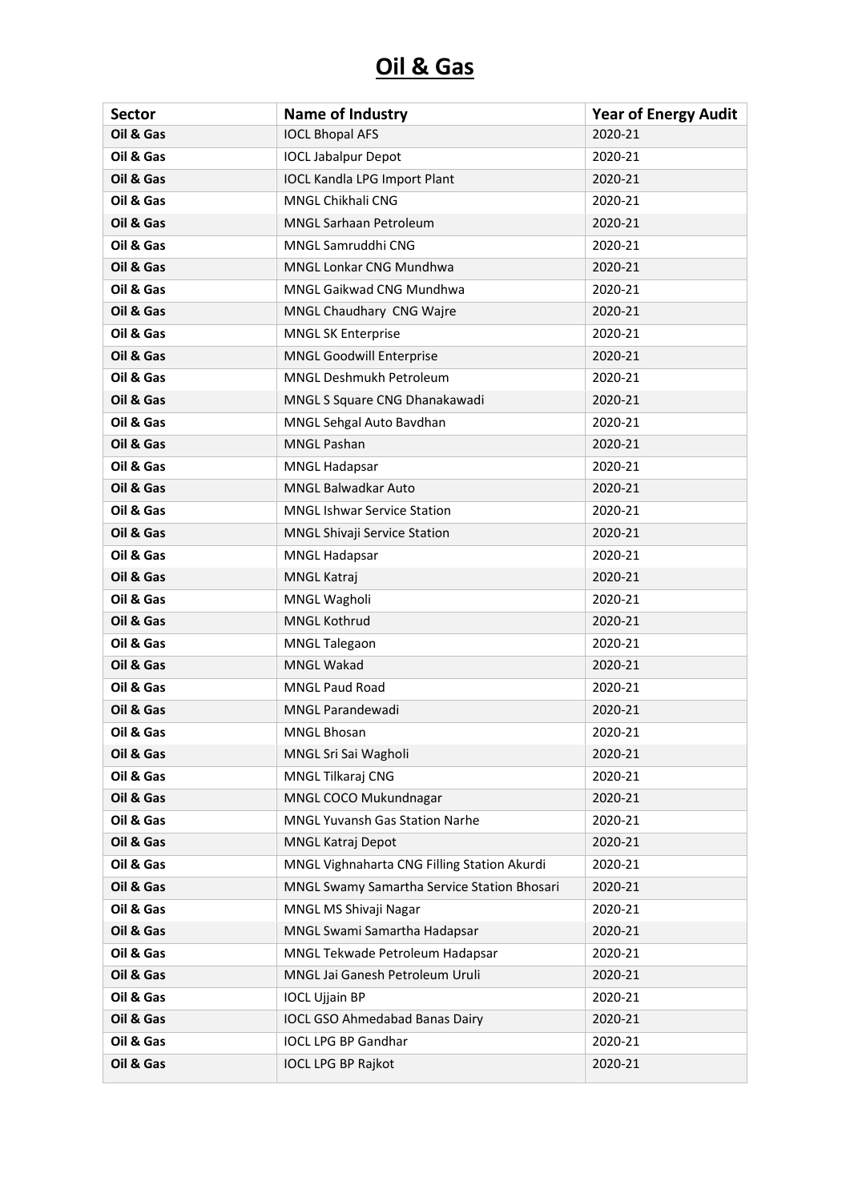# Oil & Gas

| Sector | Name of Industry | Year of Energy Audit |
|---|---|---|
| **Oil & Gas** | IOCL Bhopal AFS | 2020-21 |
| **Oil & Gas** | IOCL Jabalpur Depot | 2020-21 |
| **Oil & Gas** | IOCL Kandla LPG Import Plant | 2020-21 |
| **Oil & Gas** | MNGL Chikhali CNG | 2020-21 |
| **Oil & Gas** | MNGL Sarhaan Petroleum | 2020-21 |
| **Oil & Gas** | MNGL Samruddhi CNG | 2020-21 |
| **Oil & Gas** | MNGL Lonkar CNG Mundhwa | 2020-21 |
| **Oil & Gas** | MNGL Gaikwad CNG Mundhwa | 2020-21 |
| **Oil & Gas** | MNGL Chaudhary CNG Wajre | 2020-21 |
| **Oil & Gas** | MNGL SK Enterprise | 2020-21 |
| **Oil & Gas** | MNGL Goodwill Enterprise | 2020-21 |
| **Oil & Gas** | MNGL Deshmukh Petroleum | 2020-21 |
| **Oil & Gas** | MNGL S Square CNG Dhanakawadi | 2020-21 |
| **Oil & Gas** | MNGL Sehgal Auto Bavdhan | 2020-21 |
| **Oil & Gas** | MNGL Pashan | 2020-21 |
| **Oil & Gas** | MNGL Hadapsar | 2020-21 |
| **Oil & Gas** | MNGL Balwadkar Auto | 2020-21 |
| **Oil & Gas** | MNGL Ishwar Service Station | 2020-21 |
| **Oil & Gas** | MNGL Shivaji Service Station | 2020-21 |
| **Oil & Gas** | MNGL Hadapsar | 2020-21 |
| **Oil & Gas** | MNGL Katraj | 2020-21 |
| **Oil & Gas** | MNGL Wagholi | 2020-21 |
| **Oil & Gas** | MNGL Kothrud | 2020-21 |
| **Oil & Gas** | MNGL Talegaon | 2020-21 |
| **Oil & Gas** | MNGL Wakad | 2020-21 |
| **Oil & Gas** | MNGL Paud Road | 2020-21 |
| **Oil & Gas** | MNGL Parandewadi | 2020-21 |
| **Oil & Gas** | MNGL Bhosan | 2020-21 |
| **Oil & Gas** | MNGL Sri Sai Wagholi | 2020-21 |
| **Oil & Gas** | MNGL Tilkaraj CNG | 2020-21 |
| **Oil & Gas** | MNGL COCO Mukundnagar | 2020-21 |
| **Oil & Gas** | MNGL Yuvansh Gas Station Narhe | 2020-21 |
| **Oil & Gas** | MNGL Katraj Depot | 2020-21 |
| **Oil & Gas** | MNGL Vighnaharta CNG Filling Station Akurdi | 2020-21 |
| **Oil & Gas** | MNGL Swamy Samartha Service Station Bhosari | 2020-21 |
| **Oil & Gas** | MNGL MS Shivaji Nagar | 2020-21 |
| **Oil & Gas** | MNGL Swami Samartha Hadapsar | 2020-21 |
| **Oil & Gas** | MNGL Tekwade Petroleum Hadapsar | 2020-21 |
| **Oil & Gas** | MNGL Jai Ganesh Petroleum Uruli | 2020-21 |
| **Oil & Gas** | IOCL Ujjain BP | 2020-21 |
| **Oil & Gas** | IOCL GSO Ahmedabad Banas Dairy | 2020-21 |
| **Oil & Gas** | IOCL LPG BP Gandhar | 2020-21 |
| **Oil & Gas** | IOCL LPG BP Rajkot | 2020-21 |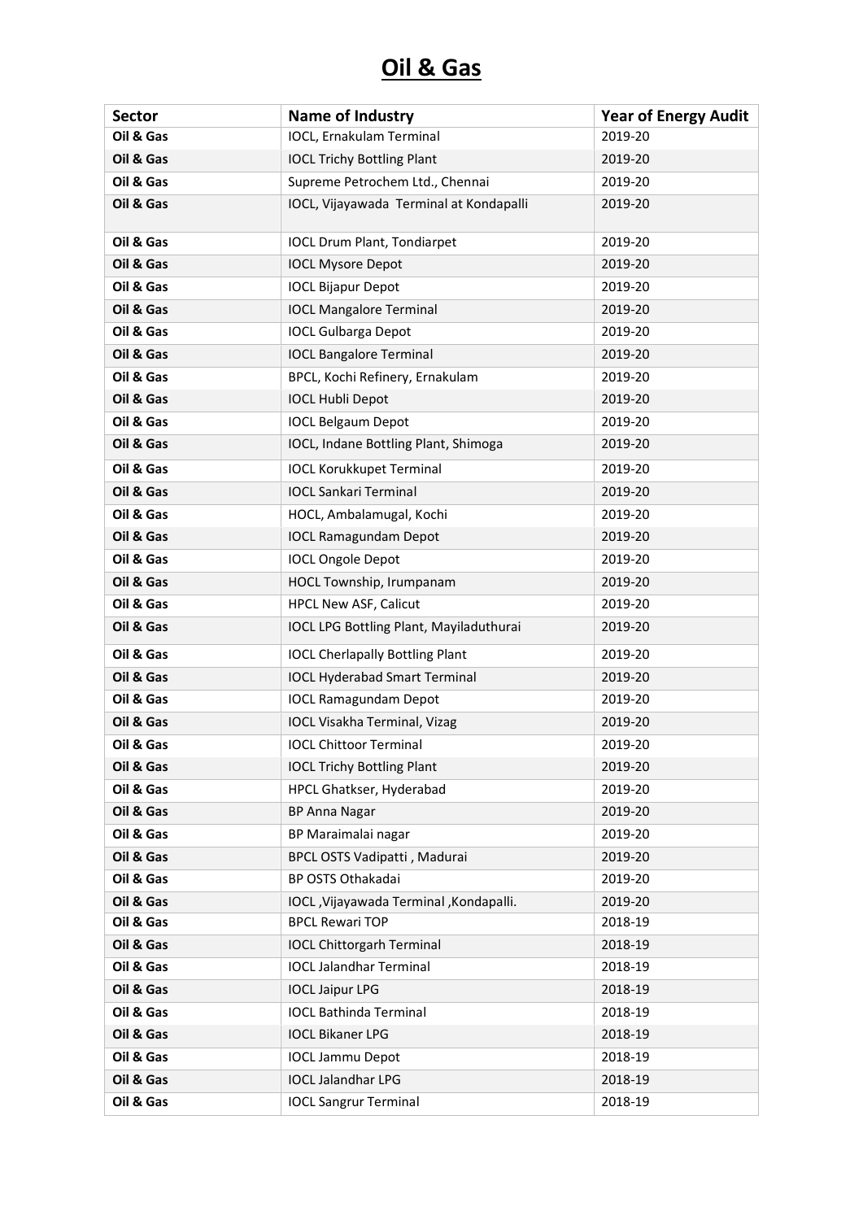# Oil & Gas

| Sector | Name of Industry | Year of Energy Audit |
|---|---|---|
| **Oil & Gas** | IOCL, Ernakulam Terminal | 2019-20 |
| **Oil & Gas** | IOCL Trichy Bottling Plant | 2019-20 |
| **Oil & Gas** | Supreme Petrochem Ltd., Chennai | 2019-20 |
| **Oil & Gas** | IOCL, Vijayawada Terminal at Kondapalli | 2019-20 |
| **Oil & Gas** | IOCL Drum Plant, Tondiarpet | 2019-20 |
| **Oil & Gas** | IOCL Mysore Depot | 2019-20 |
| **Oil & Gas** | IOCL Bijapur Depot | 2019-20 |
| **Oil & Gas** | IOCL Mangalore Terminal | 2019-20 |
| **Oil & Gas** | IOCL Gulbarga Depot | 2019-20 |
| **Oil & Gas** | IOCL Bangalore Terminal | 2019-20 |
| **Oil & Gas** | BPCL, Kochi Refinery, Ernakulam | 2019-20 |
| **Oil & Gas** | IOCL Hubli Depot | 2019-20 |
| **Oil & Gas** | IOCL Belgaum Depot | 2019-20 |
| **Oil & Gas** | IOCL, Indane Bottling Plant, Shimoga | 2019-20 |
| **Oil & Gas** | IOCL Korukkupet Terminal | 2019-20 |
| **Oil & Gas** | IOCL Sankari Terminal | 2019-20 |
| **Oil & Gas** | HOCL, Ambalamugal, Kochi | 2019-20 |
| **Oil & Gas** | IOCL Ramagundam Depot | 2019-20 |
| **Oil & Gas** | IOCL Ongole Depot | 2019-20 |
| **Oil & Gas** | HOCL Township, Irumpanam | 2019-20 |
| **Oil & Gas** | HPCL New ASF, Calicut | 2019-20 |
| **Oil & Gas** | IOCL LPG Bottling Plant, Mayiladuthurai | 2019-20 |
| **Oil & Gas** | IOCL Cherlapally Bottling Plant | 2019-20 |
| **Oil & Gas** | IOCL Hyderabad Smart Terminal | 2019-20 |
| **Oil & Gas** | IOCL Ramagundam Depot | 2019-20 |
| **Oil & Gas** | IOCL Visakha Terminal, Vizag | 2019-20 |
| **Oil & Gas** | IOCL Chittoor Terminal | 2019-20 |
| **Oil & Gas** | IOCL Trichy Bottling Plant | 2019-20 |
| **Oil & Gas** | HPCL Ghatkser, Hyderabad | 2019-20 |
| **Oil & Gas** | BP Anna Nagar | 2019-20 |
| **Oil & Gas** | BP Maraimalai nagar | 2019-20 |
| **Oil & Gas** | BPCL OSTS Vadipatti , Madurai | 2019-20 |
| **Oil & Gas** | BP OSTS Othakadai | 2019-20 |
| **Oil & Gas** | IOCL ,Vijayawada Terminal ,Kondapalli. | 2019-20 |
| **Oil & Gas** | BPCL Rewari TOP | 2018-19 |
| **Oil & Gas** | IOCL Chittorgarh Terminal | 2018-19 |
| **Oil & Gas** | IOCL Jalandhar Terminal | 2018-19 |
| **Oil & Gas** | IOCL Jaipur LPG | 2018-19 |
| **Oil & Gas** | IOCL Bathinda Terminal | 2018-19 |
| **Oil & Gas** | IOCL Bikaner LPG | 2018-19 |
| **Oil & Gas** | IOCL Jammu Depot | 2018-19 |
| **Oil & Gas** | IOCL Jalandhar LPG | 2018-19 |
| **Oil & Gas** | IOCL Sangrur Terminal | 2018-19 |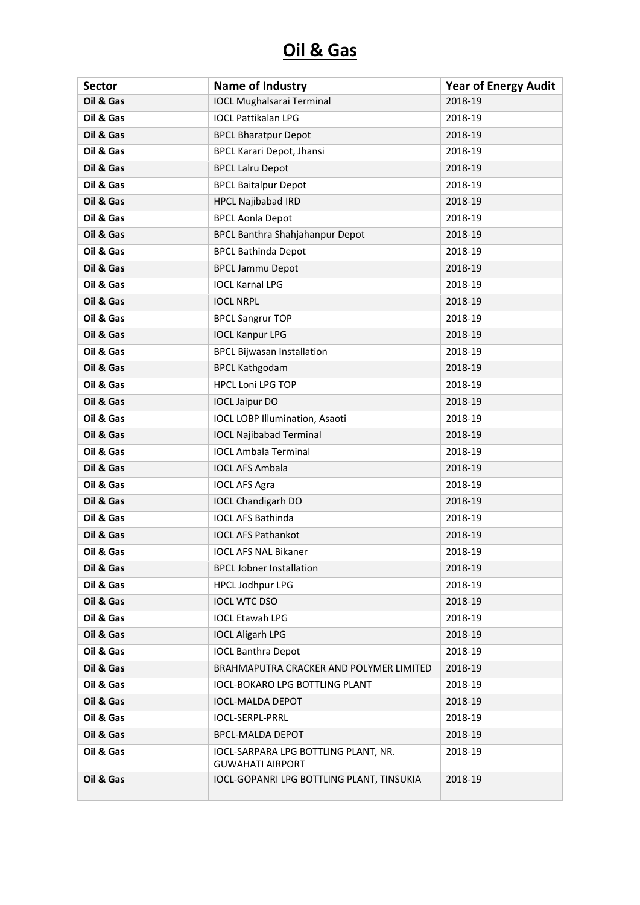# Oil & Gas

| Sector | Name of Industry | Year of Energy Audit |
|---|---|---|
| Oil & Gas | IOCL Mughalsarai Terminal | 2018-19 |
| Oil & Gas | IOCL Pattikalan LPG | 2018-19 |
| Oil & Gas | BPCL Bharatpur Depot | 2018-19 |
| Oil & Gas | BPCL Karari Depot, Jhansi | 2018-19 |
| Oil & Gas | BPCL Lalru Depot | 2018-19 |
| Oil & Gas | BPCL Baitalpur Depot | 2018-19 |
| Oil & Gas | HPCL Najibabad IRD | 2018-19 |
| Oil & Gas | BPCL Aonla Depot | 2018-19 |
| Oil & Gas | BPCL Banthra Shahjahanpur Depot | 2018-19 |
| Oil & Gas | BPCL Bathinda Depot | 2018-19 |
| Oil & Gas | BPCL Jammu Depot | 2018-19 |
| Oil & Gas | IOCL Karnal LPG | 2018-19 |
| Oil & Gas | IOCL NRPL | 2018-19 |
| Oil & Gas | BPCL Sangrur TOP | 2018-19 |
| Oil & Gas | IOCL Kanpur LPG | 2018-19 |
| Oil & Gas | BPCL Bijwasan Installation | 2018-19 |
| Oil & Gas | BPCL Kathgodam | 2018-19 |
| Oil & Gas | HPCL Loni LPG TOP | 2018-19 |
| Oil & Gas | IOCL Jaipur DO | 2018-19 |
| Oil & Gas | IOCL LOBP Illumination, Asaoti | 2018-19 |
| Oil & Gas | IOCL Najibabad Terminal | 2018-19 |
| Oil & Gas | IOCL Ambala Terminal | 2018-19 |
| Oil & Gas | IOCL AFS Ambala | 2018-19 |
| Oil & Gas | IOCL AFS Agra | 2018-19 |
| Oil & Gas | IOCL Chandigarh DO | 2018-19 |
| Oil & Gas | IOCL AFS Bathinda | 2018-19 |
| Oil & Gas | IOCL AFS Pathankot | 2018-19 |
| Oil & Gas | IOCL AFS NAL Bikaner | 2018-19 |
| Oil & Gas | BPCL Jobner Installation | 2018-19 |
| Oil & Gas | HPCL Jodhpur LPG | 2018-19 |
| Oil & Gas | IOCL WTC DSO | 2018-19 |
| Oil & Gas | IOCL Etawah LPG | 2018-19 |
| Oil & Gas | IOCL Aligarh LPG | 2018-19 |
| Oil & Gas | IOCL Banthra Depot | 2018-19 |
| Oil & Gas | BRAHMAPUTRA CRACKER AND POLYMER LIMITED | 2018-19 |
| Oil & Gas | IOCL-BOKARO LPG BOTTLING PLANT | 2018-19 |
| Oil & Gas | IOCL-MALDA DEPOT | 2018-19 |
| Oil & Gas | IOCL-SERPL-PRRL | 2018-19 |
| Oil & Gas | BPCL-MALDA DEPOT | 2018-19 |
| Oil & Gas | IOCL-SARPARA LPG BOTTLING PLANT, NR. GUWAHATI AIRPORT | 2018-19 |
| Oil & Gas | IOCL-GOPANRI LPG BOTTLING PLANT, TINSUKIA | 2018-19 |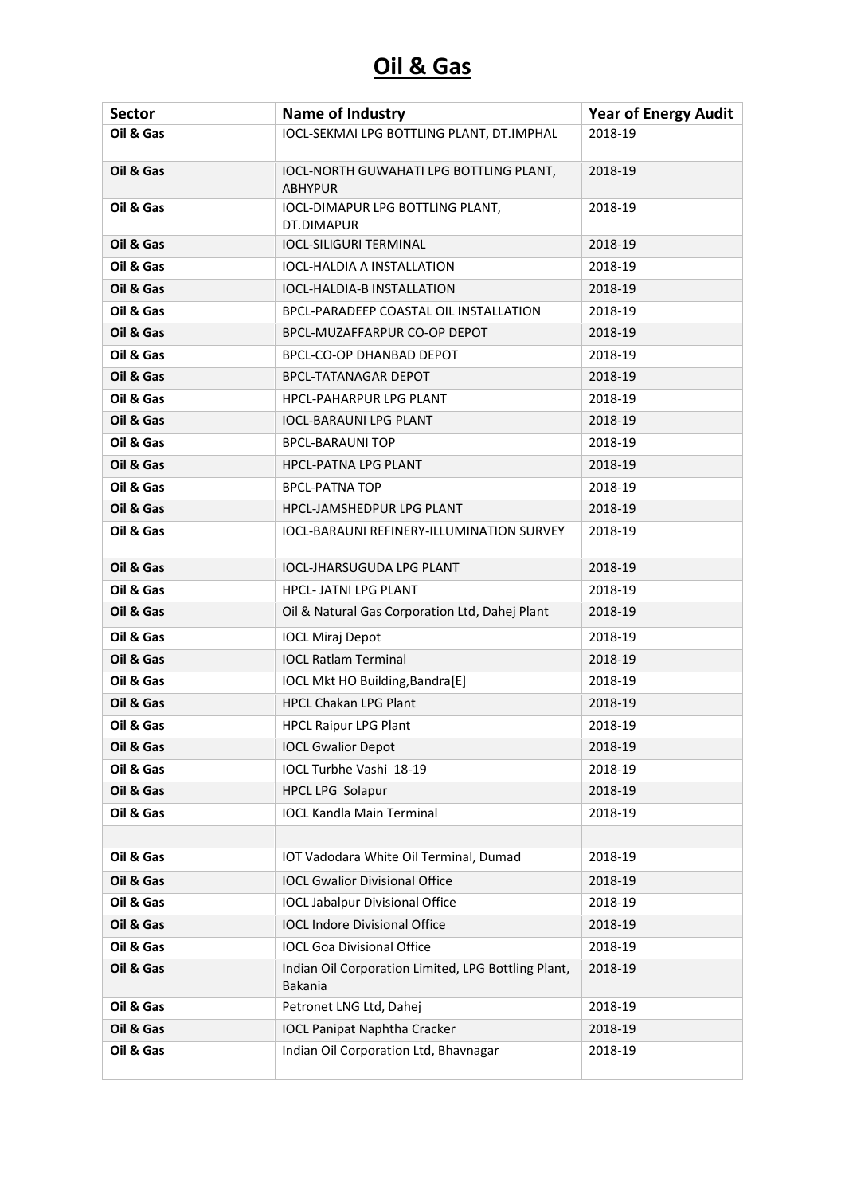# Oil & Gas

| Sector | Name of Industry | Year of Energy Audit |
|---|---|---|
| Oil & Gas | IOCL-SEKMAI LPG BOTTLING PLANT, DT.IMPHAL | 2018-19 |
| Oil & Gas | IOCL-NORTH GUWAHATI LPG BOTTLING PLANT, ABHYPUR | 2018-19 |
| Oil & Gas | IOCL-DIMAPUR LPG BOTTLING PLANT, DT.DIMAPUR | 2018-19 |
| Oil & Gas | IOCL-SILIGURI TERMINAL | 2018-19 |
| Oil & Gas | IOCL-HALDIA A INSTALLATION | 2018-19 |
| Oil & Gas | IOCL-HALDIA-B INSTALLATION | 2018-19 |
| Oil & Gas | BPCL-PARADEEP COASTAL OIL INSTALLATION | 2018-19 |
| Oil & Gas | BPCL-MUZAFFARPUR CO-OP DEPOT | 2018-19 |
| Oil & Gas | BPCL-CO-OP DHANBAD DEPOT | 2018-19 |
| Oil & Gas | BPCL-TATANAGAR DEPOT | 2018-19 |
| Oil & Gas | HPCL-PAHARPUR LPG PLANT | 2018-19 |
| Oil & Gas | IOCL-BARAUNI LPG PLANT | 2018-19 |
| Oil & Gas | BPCL-BARAUNI TOP | 2018-19 |
| Oil & Gas | HPCL-PATNA LPG PLANT | 2018-19 |
| Oil & Gas | BPCL-PATNA TOP | 2018-19 |
| Oil & Gas | HPCL-JAMSHEDPUR LPG PLANT | 2018-19 |
| Oil & Gas | IOCL-BARAUNI REFINERY-ILLUMINATION SURVEY | 2018-19 |
| Oil & Gas | IOCL-JHARSUGUDA LPG PLANT | 2018-19 |
| Oil & Gas | HPCL- JATNI LPG PLANT | 2018-19 |
| Oil & Gas | Oil & Natural Gas Corporation Ltd, Dahej Plant | 2018-19 |
| Oil & Gas | IOCL Miraj Depot | 2018-19 |
| Oil & Gas | IOCL Ratlam Terminal | 2018-19 |
| Oil & Gas | IOCL Mkt HO Building,Bandra[E] | 2018-19 |
| Oil & Gas | HPCL Chakan LPG Plant | 2018-19 |
| Oil & Gas | HPCL Raipur LPG Plant | 2018-19 |
| Oil & Gas | IOCL Gwalior Depot | 2018-19 |
| Oil & Gas | IOCL Turbhe Vashi 18-19 | 2018-19 |
| Oil & Gas | HPCL LPG Solapur | 2018-19 |
| Oil & Gas | IOCL Kandla Main Terminal | 2018-19 |
| | | |
| Oil & Gas | IOT Vadodara White Oil Terminal, Dumad | 2018-19 |
| Oil & Gas | IOCL Gwalior Divisional Office | 2018-19 |
| Oil & Gas | IOCL Jabalpur Divisional Office | 2018-19 |
| Oil & Gas | IOCL Indore Divisional Office | 2018-19 |
| Oil & Gas | IOCL Goa Divisional Office | 2018-19 |
| Oil & Gas | Indian Oil Corporation Limited, LPG Bottling Plant, Bakania | 2018-19 |
| Oil & Gas | Petronet LNG Ltd, Dahej | 2018-19 |
| Oil & Gas | IOCL Panipat Naphtha Cracker | 2018-19 |
| Oil & Gas | Indian Oil Corporation Ltd, Bhavnagar | 2018-19 |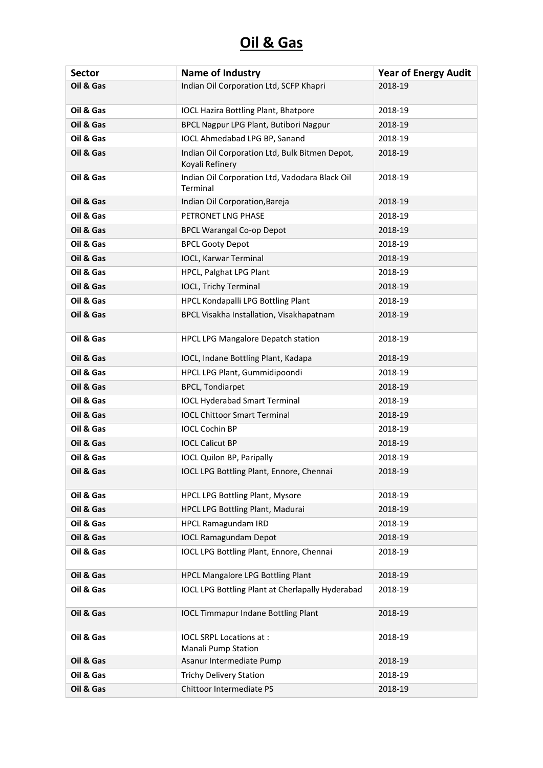# Oil & Gas

| Sector | Name of Industry | Year of Energy Audit |
|---|---|---|
| **Oil & Gas** | Indian Oil Corporation Ltd, SCFP Khapri | 2018-19 |
| **Oil & Gas** | IOCL Hazira Bottling Plant, Bhatpore | 2018-19 |
| **Oil & Gas** | BPCL Nagpur LPG Plant, Butibori Nagpur | 2018-19 |
| **Oil & Gas** | IOCL Ahmedabad LPG BP, Sanand | 2018-19 |
| **Oil & Gas** | Indian Oil Corporation Ltd, Bulk Bitmen Depot, Koyali Refinery | 2018-19 |
| **Oil & Gas** | Indian Oil Corporation Ltd, Vadodara Black Oil Terminal | 2018-19 |
| **Oil & Gas** | Indian Oil Corporation,Bareja | 2018-19 |
| **Oil & Gas** | PETRONET LNG PHASE | 2018-19 |
| **Oil & Gas** | BPCL Warangal Co-op Depot | 2018-19 |
| **Oil & Gas** | BPCL Gooty Depot | 2018-19 |
| **Oil & Gas** | IOCL, Karwar Terminal | 2018-19 |
| **Oil & Gas** | HPCL, Palghat LPG Plant | 2018-19 |
| **Oil & Gas** | IOCL, Trichy Terminal | 2018-19 |
| **Oil & Gas** | HPCL Kondapalli LPG Bottling Plant | 2018-19 |
| **Oil & Gas** | BPCL Visakha Installation, Visakhapatnam | 2018-19 |
| **Oil & Gas** | HPCL LPG Mangalore Depatch station | 2018-19 |
| **Oil & Gas** | IOCL, Indane Bottling Plant, Kadapa | 2018-19 |
| **Oil & Gas** | HPCL LPG Plant, Gummidipoondi | 2018-19 |
| **Oil & Gas** | BPCL, Tondiarpet | 2018-19 |
| **Oil & Gas** | IOCL Hyderabad Smart Terminal | 2018-19 |
| **Oil & Gas** | IOCL Chittoor Smart Terminal | 2018-19 |
| **Oil & Gas** | IOCL Cochin BP | 2018-19 |
| **Oil & Gas** | IOCL Calicut BP | 2018-19 |
| **Oil & Gas** | IOCL Quilon BP, Paripally | 2018-19 |
| **Oil & Gas** | IOCL LPG Bottling Plant, Ennore, Chennai | 2018-19 |
| **Oil & Gas** | HPCL LPG Bottling Plant, Mysore | 2018-19 |
| **Oil & Gas** | HPCL LPG Bottling Plant, Madurai | 2018-19 |
| **Oil & Gas** | HPCL Ramagundam IRD | 2018-19 |
| **Oil & Gas** | IOCL Ramagundam Depot | 2018-19 |
| **Oil & Gas** | IOCL LPG Bottling Plant, Ennore, Chennai | 2018-19 |
| **Oil & Gas** | HPCL Mangalore LPG Bottling Plant | 2018-19 |
| **Oil & Gas** | IOCL LPG Bottling Plant at Cherlapally Hyderabad | 2018-19 |
| **Oil & Gas** | IOCL Timmapur Indane Bottling Plant | 2018-19 |
| **Oil & Gas** | IOCL SRPL Locations at : Manali Pump Station | 2018-19 |
| **Oil & Gas** | Asanur Intermediate Pump | 2018-19 |
| **Oil & Gas** | Trichy Delivery Station | 2018-19 |
| **Oil & Gas** | Chittoor Intermediate PS | 2018-19 |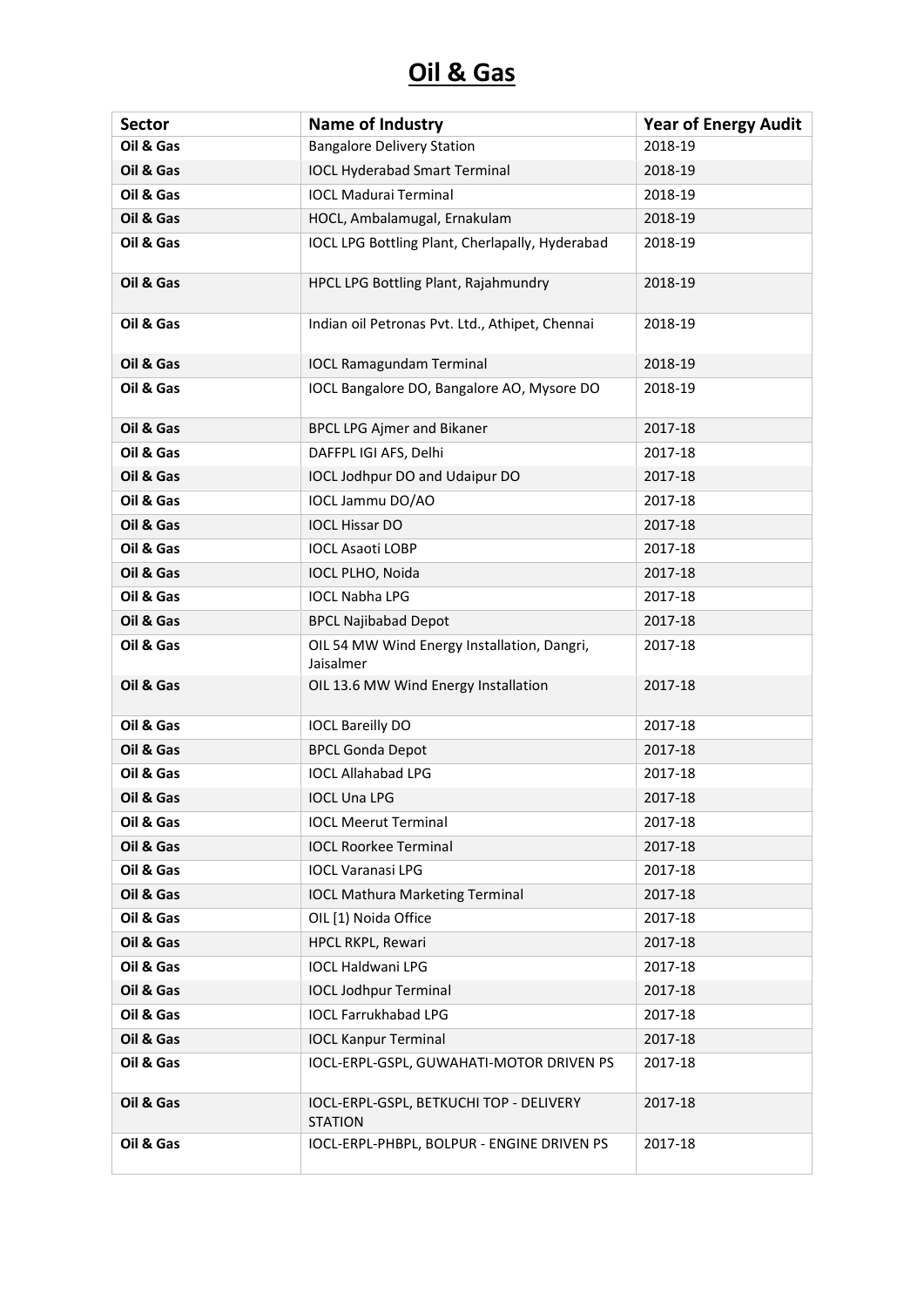# Oil & Gas

| Sector | Name of Industry | Year of Energy Audit |
|---|---|---|
| Oil & Gas | Bangalore Delivery Station | 2018-19 |
| Oil & Gas | IOCL Hyderabad Smart Terminal | 2018-19 |
| Oil & Gas | IOCL Madurai Terminal | 2018-19 |
| Oil & Gas | HOCL, Ambalamugal, Ernakulam | 2018-19 |
| Oil & Gas | IOCL LPG Bottling Plant, Cherlapally, Hyderabad | 2018-19 |
| Oil & Gas | HPCL LPG Bottling Plant, Rajahmundry | 2018-19 |
| Oil & Gas | Indian oil Petronas Pvt. Ltd., Athipet, Chennai | 2018-19 |
| Oil & Gas | IOCL Ramagundam Terminal | 2018-19 |
| Oil & Gas | IOCL Bangalore DO, Bangalore AO, Mysore DO | 2018-19 |
| Oil & Gas | BPCL LPG Ajmer and Bikaner | 2017-18 |
| Oil & Gas | DAFFPL IGI AFS, Delhi | 2017-18 |
| Oil & Gas | IOCL Jodhpur DO and Udaipur DO | 2017-18 |
| Oil & Gas | IOCL Jammu DO/AO | 2017-18 |
| Oil & Gas | IOCL Hissar DO | 2017-18 |
| Oil & Gas | IOCL Asaoti LOBP | 2017-18 |
| Oil & Gas | IOCL PLHO, Noida | 2017-18 |
| Oil & Gas | IOCL Nabha LPG | 2017-18 |
| Oil & Gas | BPCL Najibabad Depot | 2017-18 |
| Oil & Gas | OIL 54 MW Wind Energy Installation, Dangri, Jaisalmer | 2017-18 |
| Oil & Gas | OIL 13.6 MW Wind Energy Installation | 2017-18 |
| Oil & Gas | IOCL Bareilly DO | 2017-18 |
| Oil & Gas | BPCL Gonda Depot | 2017-18 |
| Oil & Gas | IOCL Allahabad LPG | 2017-18 |
| Oil & Gas | IOCL Una LPG | 2017-18 |
| Oil & Gas | IOCL Meerut Terminal | 2017-18 |
| Oil & Gas | IOCL Roorkee Terminal | 2017-18 |
| Oil & Gas | IOCL Varanasi LPG | 2017-18 |
| Oil & Gas | IOCL Mathura Marketing Terminal | 2017-18 |
| Oil & Gas | OIL [1] Noida Office | 2017-18 |
| Oil & Gas | HPCL RKPL, Rewari | 2017-18 |
| Oil & Gas | IOCL Haldwani LPG | 2017-18 |
| Oil & Gas | IOCL Jodhpur Terminal | 2017-18 |
| Oil & Gas | IOCL Farrukhabad LPG | 2017-18 |
| Oil & Gas | IOCL Kanpur Terminal | 2017-18 |
| Oil & Gas | IOCL-ERPL-GSPL, GUWAHATI-MOTOR DRIVEN PS | 2017-18 |
| Oil & Gas | IOCL-ERPL-GSPL, BETKUCHI TOP - DELIVERY STATION | 2017-18 |
| Oil & Gas | IOCL-ERPL-PHBPL, BOLPUR - ENGINE DRIVEN PS | 2017-18 |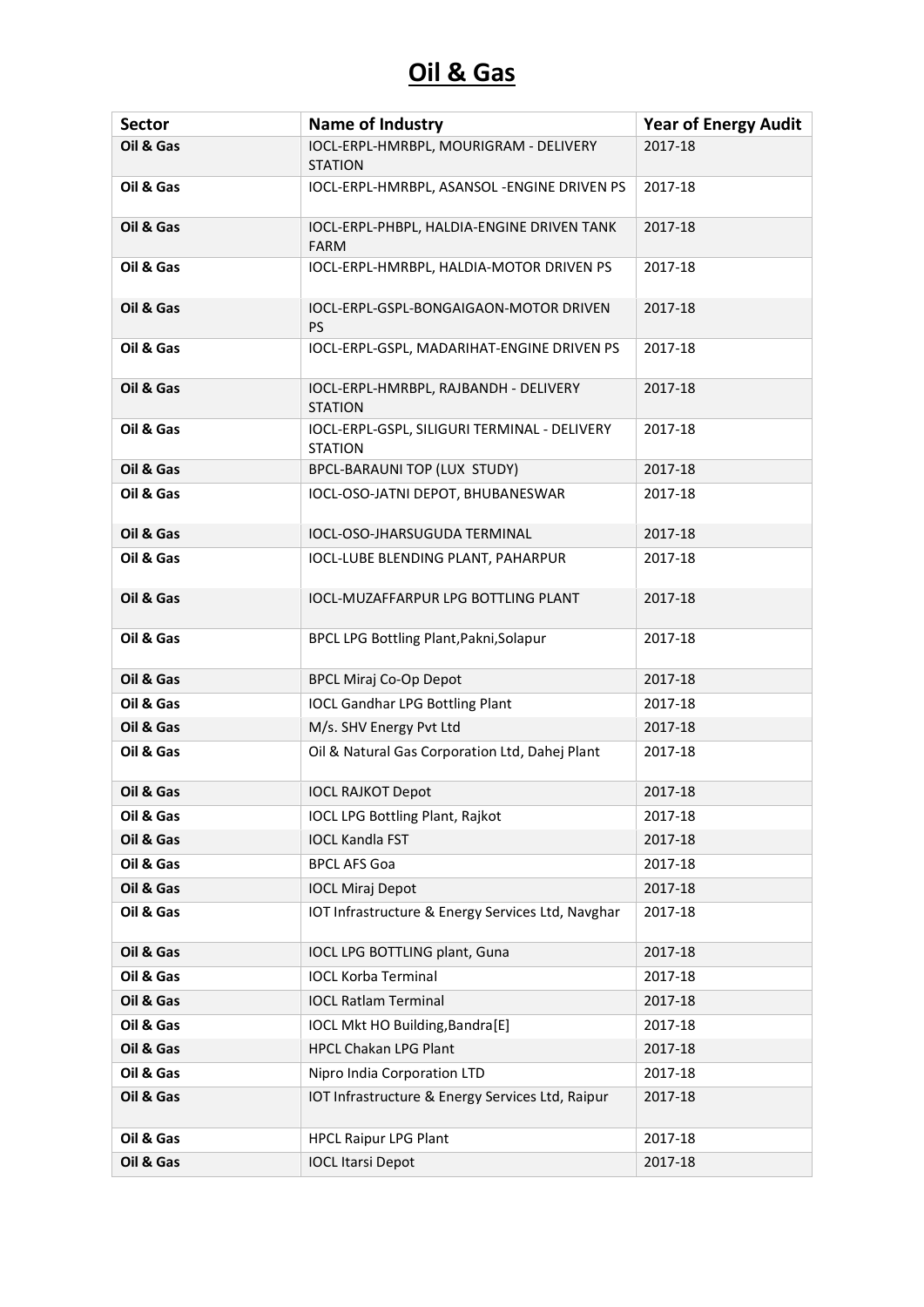# Oil & Gas

| Sector | Name of Industry | Year of Energy Audit |
|---|---|---|
| **Oil & Gas** | IOCL-ERPL-HMRBPL, MOURIGRAM - DELIVERY STATION | 2017-18 |
| **Oil & Gas** | IOCL-ERPL-HMRBPL, ASANSOL -ENGINE DRIVEN PS | 2017-18 |
| **Oil & Gas** | IOCL-ERPL-PHBPL, HALDIA-ENGINE DRIVEN TANK FARM | 2017-18 |
| **Oil & Gas** | IOCL-ERPL-HMRBPL, HALDIA-MOTOR DRIVEN PS | 2017-18 |
| **Oil & Gas** | IOCL-ERPL-GSPL-BONGAIGAON-MOTOR DRIVEN PS | 2017-18 |
| **Oil & Gas** | IOCL-ERPL-GSPL, MADARIHAT-ENGINE DRIVEN PS | 2017-18 |
| **Oil & Gas** | IOCL-ERPL-HMRBPL, RAJBANDH - DELIVERY STATION | 2017-18 |
| **Oil & Gas** | IOCL-ERPL-GSPL, SILIGURI TERMINAL - DELIVERY STATION | 2017-18 |
| **Oil & Gas** | BPCL-BARAUNI TOP (LUX STUDY) | 2017-18 |
| **Oil & Gas** | IOCL-OSO-JATNI DEPOT, BHUBANESWAR | 2017-18 |
| **Oil & Gas** | IOCL-OSO-JHARSUGUDA TERMINAL | 2017-18 |
| **Oil & Gas** | IOCL-LUBE BLENDING PLANT, PAHARPUR | 2017-18 |
| **Oil & Gas** | IOCL-MUZAFFARPUR LPG BOTTLING PLANT | 2017-18 |
| **Oil & Gas** | BPCL LPG Bottling Plant,Pakni,Solapur | 2017-18 |
| **Oil & Gas** | BPCL Miraj Co-Op Depot | 2017-18 |
| **Oil & Gas** | IOCL Gandhar LPG Bottling Plant | 2017-18 |
| **Oil & Gas** | M/s. SHV Energy Pvt Ltd | 2017-18 |
| **Oil & Gas** | Oil & Natural Gas Corporation Ltd, Dahej Plant | 2017-18 |
| **Oil & Gas** | IOCL RAJKOT Depot | 2017-18 |
| **Oil & Gas** | IOCL LPG Bottling Plant, Rajkot | 2017-18 |
| **Oil & Gas** | IOCL Kandla FST | 2017-18 |
| **Oil & Gas** | BPCL AFS Goa | 2017-18 |
| **Oil & Gas** | IOCL Miraj Depot | 2017-18 |
| **Oil & Gas** | IOT Infrastructure & Energy Services Ltd, Navghar | 2017-18 |
| **Oil & Gas** | IOCL LPG BOTTLING plant, Guna | 2017-18 |
| **Oil & Gas** | IOCL Korba Terminal | 2017-18 |
| **Oil & Gas** | IOCL Ratlam Terminal | 2017-18 |
| **Oil & Gas** | IOCL Mkt HO Building,Bandra[E] | 2017-18 |
| **Oil & Gas** | HPCL Chakan LPG Plant | 2017-18 |
| **Oil & Gas** | Nipro India Corporation LTD | 2017-18 |
| **Oil & Gas** | IOT Infrastructure & Energy Services Ltd, Raipur | 2017-18 |
| **Oil & Gas** | HPCL Raipur LPG Plant | 2017-18 |
| **Oil & Gas** | IOCL Itarsi Depot | 2017-18 |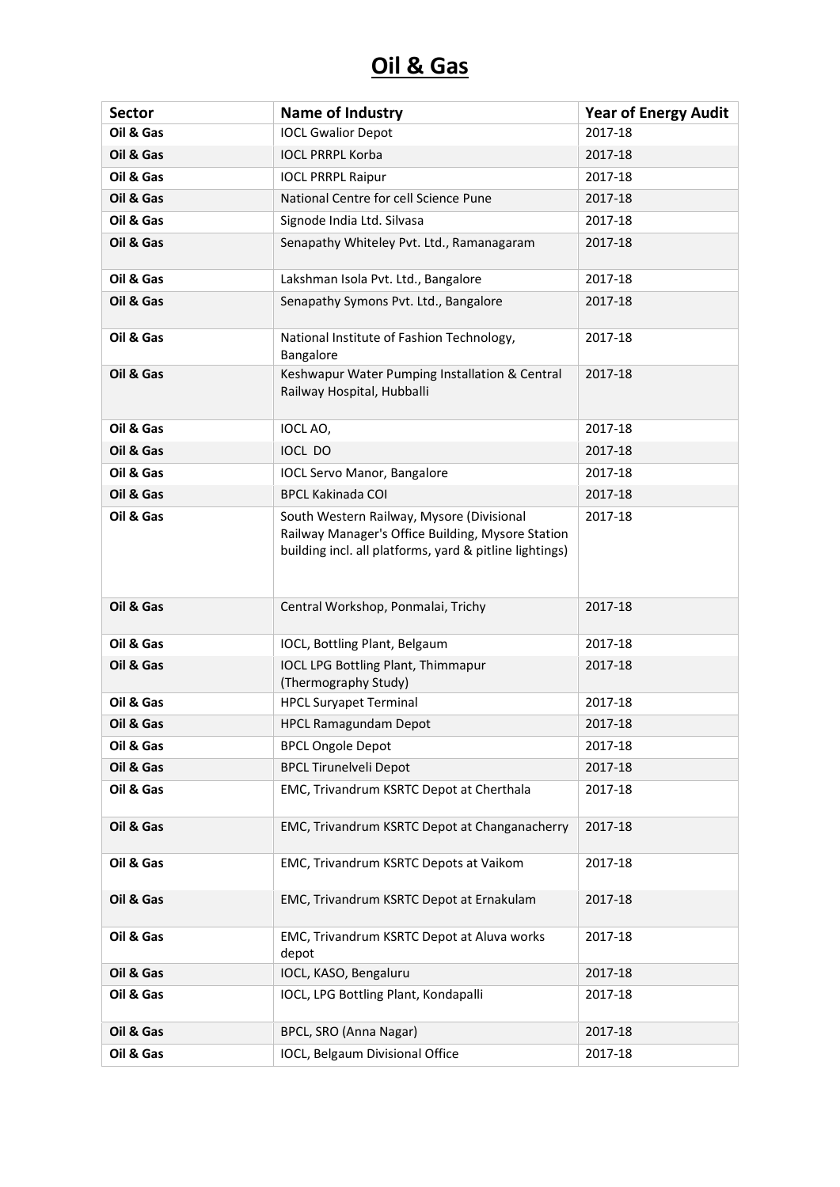# Oil & Gas

| Sector | Name of Industry | Year of Energy Audit |
|---|---|---|
| **Oil & Gas** | IOCL Gwalior Depot | 2017-18 |
| **Oil & Gas** | IOCL PRRPL Korba | 2017-18 |
| **Oil & Gas** | IOCL PRRPL Raipur | 2017-18 |
| **Oil & Gas** | National Centre for cell Science Pune | 2017-18 |
| **Oil & Gas** | Signode India Ltd. Silvasa | 2017-18 |
| **Oil & Gas** | Senapathy Whiteley Pvt. Ltd., Ramanagaram | 2017-18 |
| **Oil & Gas** | Lakshman Isola Pvt. Ltd., Bangalore | 2017-18 |
| **Oil & Gas** | Senapathy Symons Pvt. Ltd., Bangalore | 2017-18 |
| **Oil & Gas** | National Institute of Fashion Technology, Bangalore | 2017-18 |
| **Oil & Gas** | Keshwapur Water Pumping Installation & Central Railway Hospital, Hubballi | 2017-18 |
| **Oil & Gas** | IOCL AO, | 2017-18 |
| **Oil & Gas** | IOCL DO | 2017-18 |
| **Oil & Gas** | IOCL Servo Manor, Bangalore | 2017-18 |
| **Oil & Gas** | BPCL Kakinada COI | 2017-18 |
| **Oil & Gas** | South Western Railway, Mysore (Divisional Railway Manager's Office Building, Mysore Station building incl. all platforms, yard & pitline lightings) | 2017-18 |
| **Oil & Gas** | Central Workshop, Ponmalai, Trichy | 2017-18 |
| **Oil & Gas** | IOCL, Bottling Plant, Belgaum | 2017-18 |
| **Oil & Gas** | IOCL LPG Bottling Plant, Thimmapur (Thermography Study) | 2017-18 |
| **Oil & Gas** | HPCL Suryapet Terminal | 2017-18 |
| **Oil & Gas** | HPCL Ramagundam Depot | 2017-18 |
| **Oil & Gas** | BPCL Ongole Depot | 2017-18 |
| **Oil & Gas** | BPCL Tirunelveli Depot | 2017-18 |
| **Oil & Gas** | EMC, Trivandrum KSRTC Depot at Cherthala | 2017-18 |
| **Oil & Gas** | EMC, Trivandrum KSRTC Depot at Changanacherry | 2017-18 |
| **Oil & Gas** | EMC, Trivandrum KSRTC Depots at Vaikom | 2017-18 |
| **Oil & Gas** | EMC, Trivandrum KSRTC Depot at Ernakulam | 2017-18 |
| **Oil & Gas** | EMC, Trivandrum KSRTC Depot at Aluva works depot | 2017-18 |
| **Oil & Gas** | IOCL, KASO, Bengaluru | 2017-18 |
| **Oil & Gas** | IOCL, LPG Bottling Plant, Kondapalli | 2017-18 |
| **Oil & Gas** | BPCL, SRO (Anna Nagar) | 2017-18 |
| **Oil & Gas** | IOCL, Belgaum Divisional Office | 2017-18 |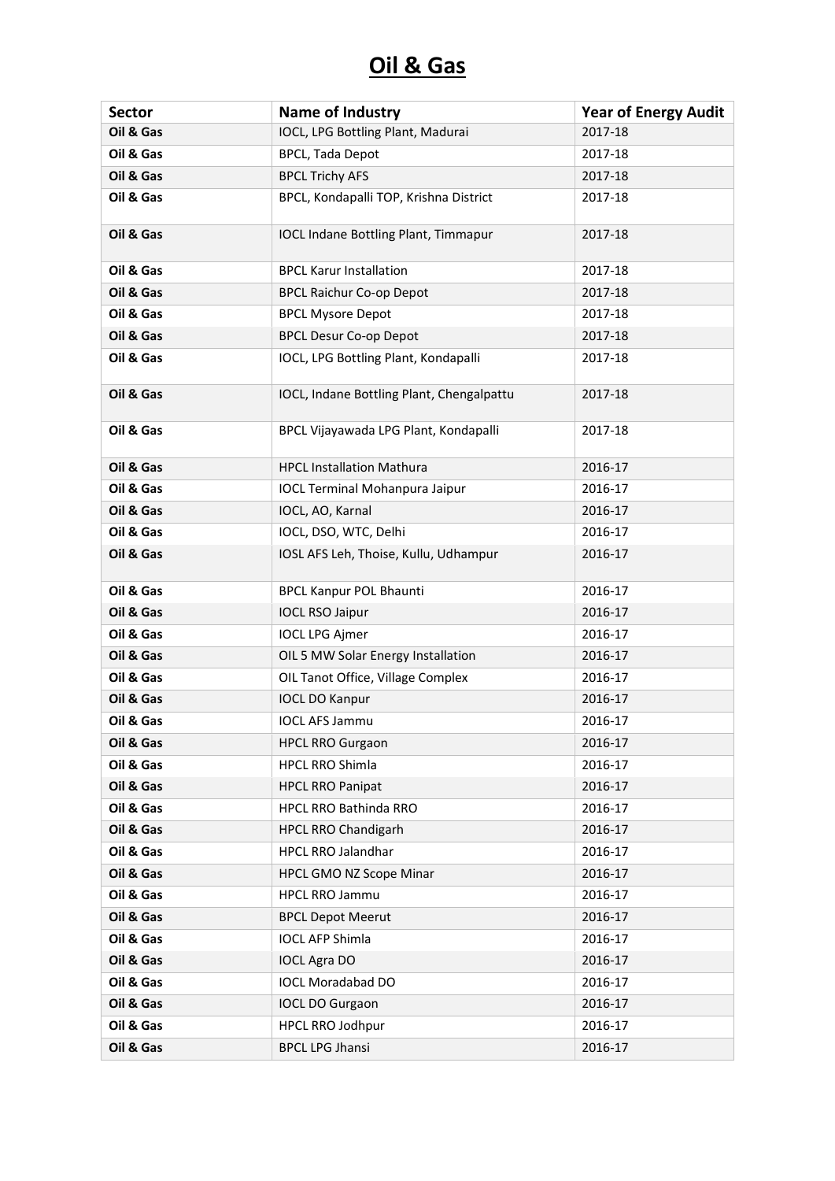# Oil & Gas

| Sector | Name of Industry | Year of Energy Audit |
|---|---|---|
| **Oil & Gas** | IOCL, LPG Bottling Plant, Madurai | 2017-18 |
| **Oil & Gas** | BPCL, Tada Depot | 2017-18 |
| **Oil & Gas** | BPCL Trichy AFS | 2017-18 |
| **Oil & Gas** | BPCL, Kondapalli TOP, Krishna District | 2017-18 |
| **Oil & Gas** | IOCL Indane Bottling Plant, Timmapur | 2017-18 |
| **Oil & Gas** | BPCL Karur Installation | 2017-18 |
| **Oil & Gas** | BPCL Raichur Co-op Depot | 2017-18 |
| **Oil & Gas** | BPCL Mysore Depot | 2017-18 |
| **Oil & Gas** | BPCL Desur Co-op Depot | 2017-18 |
| **Oil & Gas** | IOCL, LPG Bottling Plant, Kondapalli | 2017-18 |
| **Oil & Gas** | IOCL, Indane Bottling Plant, Chengalpattu | 2017-18 |
| **Oil & Gas** | BPCL Vijayawada LPG Plant, Kondapalli | 2017-18 |
| **Oil & Gas** | HPCL Installation Mathura | 2016-17 |
| **Oil & Gas** | IOCL Terminal Mohanpura Jaipur | 2016-17 |
| **Oil & Gas** | IOCL, AO, Karnal | 2016-17 |
| **Oil & Gas** | IOCL, DSO, WTC, Delhi | 2016-17 |
| **Oil & Gas** | IOSL AFS Leh, Thoise, Kullu, Udhampur | 2016-17 |
| **Oil & Gas** | BPCL Kanpur POL Bhaunti | 2016-17 |
| **Oil & Gas** | IOCL RSO Jaipur | 2016-17 |
| **Oil & Gas** | IOCL LPG Ajmer | 2016-17 |
| **Oil & Gas** | OIL 5 MW Solar Energy Installation | 2016-17 |
| **Oil & Gas** | OIL Tanot Office, Village Complex | 2016-17 |
| **Oil & Gas** | IOCL DO Kanpur | 2016-17 |
| **Oil & Gas** | IOCL AFS Jammu | 2016-17 |
| **Oil & Gas** | HPCL RRO Gurgaon | 2016-17 |
| **Oil & Gas** | HPCL RRO Shimla | 2016-17 |
| **Oil & Gas** | HPCL RRO Panipat | 2016-17 |
| **Oil & Gas** | HPCL RRO Bathinda RRO | 2016-17 |
| **Oil & Gas** | HPCL RRO Chandigarh | 2016-17 |
| **Oil & Gas** | HPCL RRO Jalandhar | 2016-17 |
| **Oil & Gas** | HPCL GMO NZ Scope Minar | 2016-17 |
| **Oil & Gas** | HPCL RRO Jammu | 2016-17 |
| **Oil & Gas** | BPCL Depot Meerut | 2016-17 |
| **Oil & Gas** | IOCL AFP Shimla | 2016-17 |
| **Oil & Gas** | IOCL Agra DO | 2016-17 |
| **Oil & Gas** | IOCL Moradabad DO | 2016-17 |
| **Oil & Gas** | IOCL DO Gurgaon | 2016-17 |
| **Oil & Gas** | HPCL RRO Jodhpur | 2016-17 |
| **Oil & Gas** | BPCL LPG Jhansi | 2016-17 |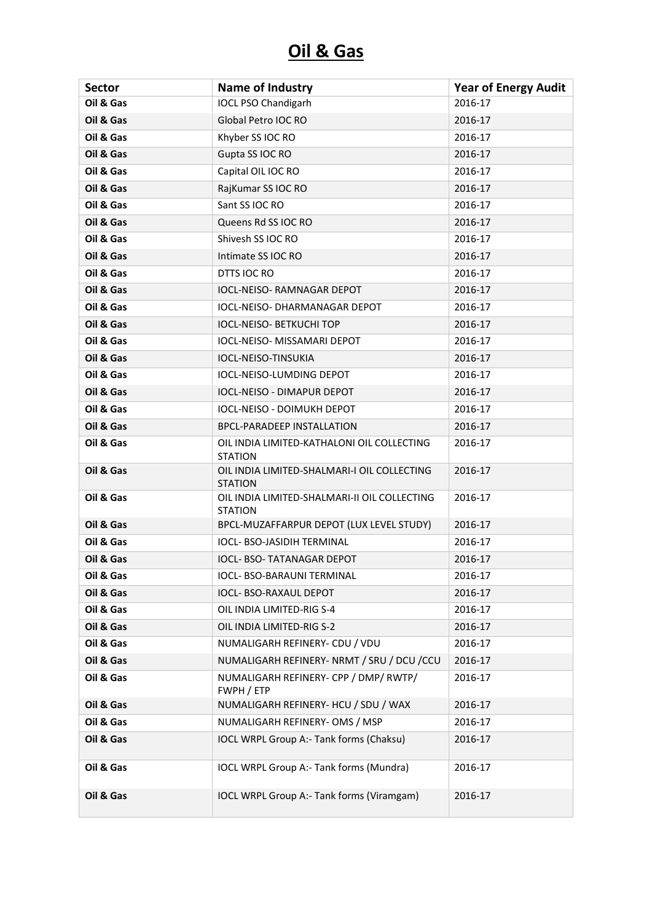# Oil & Gas

| Sector | Name of Industry | Year of Energy Audit |
|---|---|---|
| **Oil & Gas** | IOCL PSO Chandigarh | 2016-17 |
| **Oil & Gas** | Global Petro IOC RO | 2016-17 |
| **Oil & Gas** | Khyber SS IOC RO | 2016-17 |
| **Oil & Gas** | Gupta SS IOC RO | 2016-17 |
| **Oil & Gas** | Capital OIL IOC RO | 2016-17 |
| **Oil & Gas** | RajKumar SS IOC RO | 2016-17 |
| **Oil & Gas** | Sant SS IOC RO | 2016-17 |
| **Oil & Gas** | Queens Rd SS IOC RO | 2016-17 |
| **Oil & Gas** | Shivesh SS IOC RO | 2016-17 |
| **Oil & Gas** | Intimate SS IOC RO | 2016-17 |
| **Oil & Gas** | DTTS IOC RO | 2016-17 |
| **Oil & Gas** | IOCL-NEISO- RAMNAGAR DEPOT | 2016-17 |
| **Oil & Gas** | IOCL-NEISO- DHARMANAGAR DEPOT | 2016-17 |
| **Oil & Gas** | IOCL-NEISO- BETKUCHI TOP | 2016-17 |
| **Oil & Gas** | IOCL-NEISO- MISSAMARI DEPOT | 2016-17 |
| **Oil & Gas** | IOCL-NEISO-TINSUKIA | 2016-17 |
| **Oil & Gas** | IOCL-NEISO-LUMDING DEPOT | 2016-17 |
| **Oil & Gas** | IOCL-NEISO - DIMAPUR DEPOT | 2016-17 |
| **Oil & Gas** | IOCL-NEISO - DOIMUKH DEPOT | 2016-17 |
| **Oil & Gas** | BPCL-PARADEEP INSTALLATION | 2016-17 |
| **Oil & Gas** | OIL INDIA LIMITED-KATHALONI OIL COLLECTING STATION | 2016-17 |
| **Oil & Gas** | OIL INDIA LIMITED-SHALMARI-I OIL COLLECTING STATION | 2016-17 |
| **Oil & Gas** | OIL INDIA LIMITED-SHALMARI-II OIL COLLECTING STATION | 2016-17 |
| **Oil & Gas** | BPCL-MUZAFFARPUR DEPOT (LUX LEVEL STUDY) | 2016-17 |
| **Oil & Gas** | IOCL- BSO-JASIDIH TERMINAL | 2016-17 |
| **Oil & Gas** | IOCL- BSO- TATANAGAR DEPOT | 2016-17 |
| **Oil & Gas** | IOCL- BSO-BARAUNI TERMINAL | 2016-17 |
| **Oil & Gas** | IOCL- BSO-RAXAUL DEPOT | 2016-17 |
| **Oil & Gas** | OIL INDIA LIMITED-RIG S-4 | 2016-17 |
| **Oil & Gas** | OIL INDIA LIMITED-RIG S-2 | 2016-17 |
| **Oil & Gas** | NUMALIGARH REFINERY- CDU / VDU | 2016-17 |
| **Oil & Gas** | NUMALIGARH REFINERY- NRMT / SRU / DCU /CCU | 2016-17 |
| **Oil & Gas** | NUMALIGARH REFINERY- CPP / DMP/ RWTP/ FWPH / ETP | 2016-17 |
| **Oil & Gas** | NUMALIGARH REFINERY- HCU / SDU / WAX | 2016-17 |
| **Oil & Gas** | NUMALIGARH REFINERY- OMS / MSP | 2016-17 |
| **Oil & Gas** | IOCL WRPL Group A:- Tank forms (Chaksu) | 2016-17 |
| **Oil & Gas** | IOCL WRPL Group A:- Tank forms (Mundra) | 2016-17 |
| **Oil & Gas** | IOCL WRPL Group A:- Tank forms (Viramgam) | 2016-17 |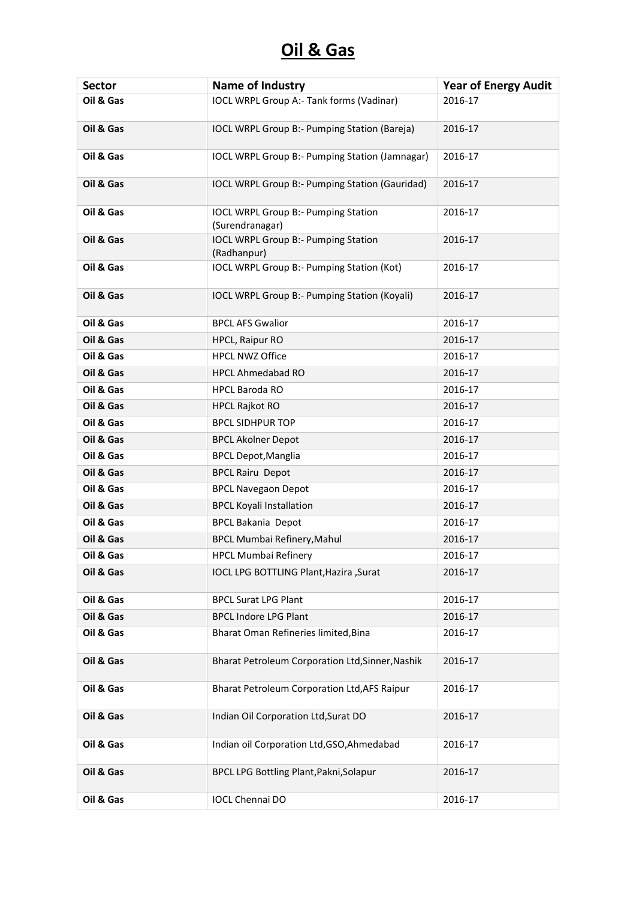# Oil & Gas

| Sector | Name of Industry | Year of Energy Audit |
|---|---|---|
| Oil & Gas | IOCL WRPL Group A:- Tank forms (Vadinar) | 2016-17 |
| Oil & Gas | IOCL WRPL Group B:- Pumping Station (Bareja) | 2016-17 |
| Oil & Gas | IOCL WRPL Group B:- Pumping Station (Jamnagar) | 2016-17 |
| Oil & Gas | IOCL WRPL Group B:- Pumping Station (Gauridad) | 2016-17 |
| Oil & Gas | IOCL WRPL Group B:- Pumping Station (Surendranagar) | 2016-17 |
| Oil & Gas | IOCL WRPL Group B:- Pumping Station (Radhanpur) | 2016-17 |
| Oil & Gas | IOCL WRPL Group B:- Pumping Station (Kot) | 2016-17 |
| Oil & Gas | IOCL WRPL Group B:- Pumping Station (Koyali) | 2016-17 |
| Oil & Gas | BPCL AFS Gwalior | 2016-17 |
| Oil & Gas | HPCL, Raipur RO | 2016-17 |
| Oil & Gas | HPCL NWZ Office | 2016-17 |
| Oil & Gas | HPCL Ahmedabad RO | 2016-17 |
| Oil & Gas | HPCL Baroda RO | 2016-17 |
| Oil & Gas | HPCL Rajkot RO | 2016-17 |
| Oil & Gas | BPCL SIDHPUR TOP | 2016-17 |
| Oil & Gas | BPCL Akolner Depot | 2016-17 |
| Oil & Gas | BPCL Depot,Manglia | 2016-17 |
| Oil & Gas | BPCL Rairu Depot | 2016-17 |
| Oil & Gas | BPCL Navegaon Depot | 2016-17 |
| Oil & Gas | BPCL Koyali Installation | 2016-17 |
| Oil & Gas | BPCL Bakania Depot | 2016-17 |
| Oil & Gas | BPCL Mumbai Refinery,Mahul | 2016-17 |
| Oil & Gas | HPCL Mumbai Refinery | 2016-17 |
| Oil & Gas | IOCL LPG BOTTLING Plant,Hazira ,Surat | 2016-17 |
| Oil & Gas | BPCL Surat LPG Plant | 2016-17 |
| Oil & Gas | BPCL Indore LPG Plant | 2016-17 |
| Oil & Gas | Bharat Oman Refineries limited,Bina | 2016-17 |
| Oil & Gas | Bharat Petroleum Corporation Ltd,Sinner,Nashik | 2016-17 |
| Oil & Gas | Bharat Petroleum Corporation Ltd,AFS Raipur | 2016-17 |
| Oil & Gas | Indian Oil Corporation Ltd,Surat DO | 2016-17 |
| Oil & Gas | Indian oil Corporation Ltd,GSO,Ahmedabad | 2016-17 |
| Oil & Gas | BPCL LPG Bottling Plant,Pakni,Solapur | 2016-17 |
| Oil & Gas | IOCL Chennai DO | 2016-17 |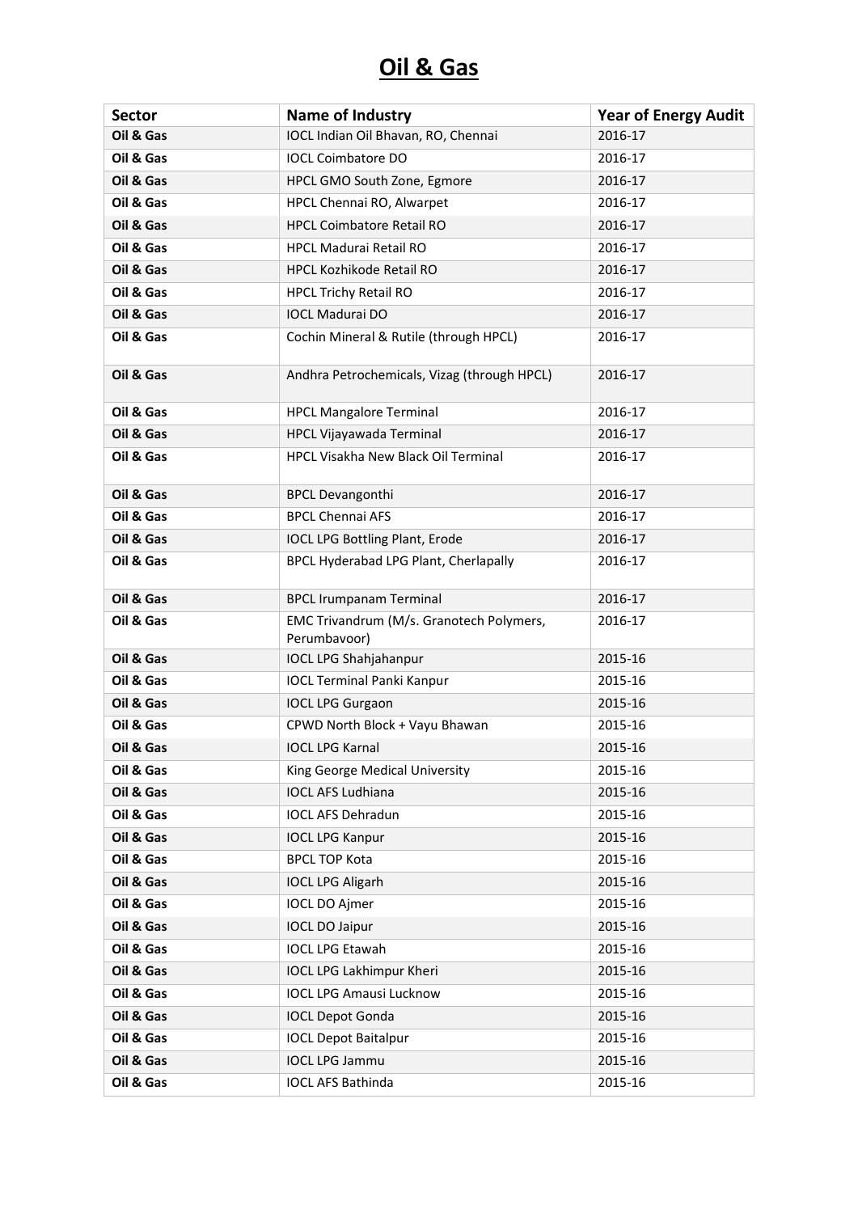# Oil & Gas

| Sector | Name of Industry | Year of Energy Audit |
|---|---|---|
| Oil & Gas | IOCL Indian Oil Bhavan, RO, Chennai | 2016-17 |
| Oil & Gas | IOCL Coimbatore DO | 2016-17 |
| Oil & Gas | HPCL GMO South Zone, Egmore | 2016-17 |
| Oil & Gas | HPCL Chennai RO, Alwarpet | 2016-17 |
| Oil & Gas | HPCL Coimbatore Retail RO | 2016-17 |
| Oil & Gas | HPCL Madurai Retail RO | 2016-17 |
| Oil & Gas | HPCL Kozhikode Retail RO | 2016-17 |
| Oil & Gas | HPCL Trichy Retail RO | 2016-17 |
| Oil & Gas | IOCL Madurai DO | 2016-17 |
| Oil & Gas | Cochin Mineral & Rutile (through HPCL) | 2016-17 |
| Oil & Gas | Andhra Petrochemicals, Vizag (through HPCL) | 2016-17 |
| Oil & Gas | HPCL Mangalore Terminal | 2016-17 |
| Oil & Gas | HPCL Vijayawada Terminal | 2016-17 |
| Oil & Gas | HPCL Visakha New Black Oil Terminal | 2016-17 |
| Oil & Gas | BPCL Devangonthi | 2016-17 |
| Oil & Gas | BPCL Chennai AFS | 2016-17 |
| Oil & Gas | IOCL LPG Bottling Plant, Erode | 2016-17 |
| Oil & Gas | BPCL Hyderabad LPG Plant, Cherlapally | 2016-17 |
| Oil & Gas | BPCL Irumpanam Terminal | 2016-17 |
| Oil & Gas | EMC Trivandrum (M/s. Granotech Polymers, Perumbavoor) | 2016-17 |
| Oil & Gas | IOCL LPG Shahjahanpur | 2015-16 |
| Oil & Gas | IOCL Terminal Panki Kanpur | 2015-16 |
| Oil & Gas | IOCL LPG Gurgaon | 2015-16 |
| Oil & Gas | CPWD North Block + Vayu Bhawan | 2015-16 |
| Oil & Gas | IOCL LPG Karnal | 2015-16 |
| Oil & Gas | King George Medical University | 2015-16 |
| Oil & Gas | IOCL AFS Ludhiana | 2015-16 |
| Oil & Gas | IOCL AFS Dehradun | 2015-16 |
| Oil & Gas | IOCL LPG Kanpur | 2015-16 |
| Oil & Gas | BPCL TOP Kota | 2015-16 |
| Oil & Gas | IOCL LPG Aligarh | 2015-16 |
| Oil & Gas | IOCL DO Ajmer | 2015-16 |
| Oil & Gas | IOCL DO Jaipur | 2015-16 |
| Oil & Gas | IOCL LPG Etawah | 2015-16 |
| Oil & Gas | IOCL LPG Lakhimpur Kheri | 2015-16 |
| Oil & Gas | IOCL LPG Amausi Lucknow | 2015-16 |
| Oil & Gas | IOCL Depot Gonda | 2015-16 |
| Oil & Gas | IOCL Depot Baitalpur | 2015-16 |
| Oil & Gas | IOCL LPG Jammu | 2015-16 |
| Oil & Gas | IOCL AFS Bathinda | 2015-16 |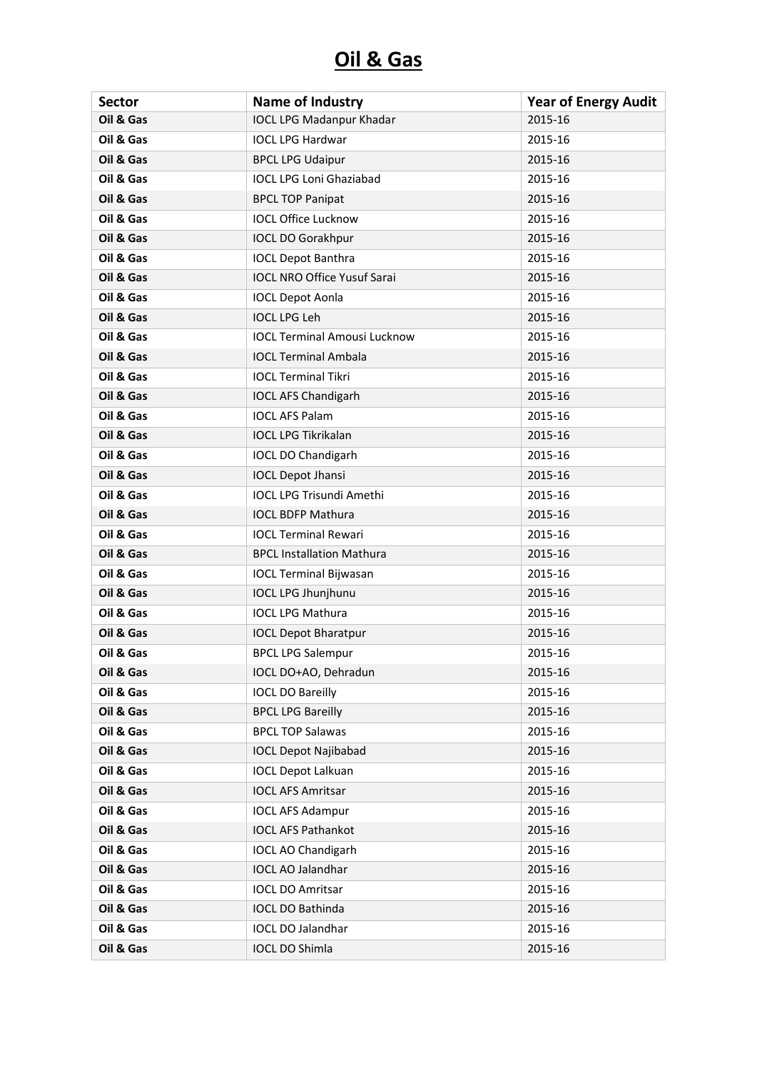# Oil & Gas

| Sector | Name of Industry | Year of Energy Audit |
|---|---|---|
| **Oil & Gas** | IOCL LPG Madanpur Khadar | 2015-16 |
| **Oil & Gas** | IOCL LPG Hardwar | 2015-16 |
| **Oil & Gas** | BPCL LPG Udaipur | 2015-16 |
| **Oil & Gas** | IOCL LPG Loni Ghaziabad | 2015-16 |
| **Oil & Gas** | BPCL TOP Panipat | 2015-16 |
| **Oil & Gas** | IOCL Office Lucknow | 2015-16 |
| **Oil & Gas** | IOCL DO Gorakhpur | 2015-16 |
| **Oil & Gas** | IOCL Depot Banthra | 2015-16 |
| **Oil & Gas** | IOCL NRO Office Yusuf Sarai | 2015-16 |
| **Oil & Gas** | IOCL Depot Aonla | 2015-16 |
| **Oil & Gas** | IOCL LPG Leh | 2015-16 |
| **Oil & Gas** | IOCL Terminal Amousi Lucknow | 2015-16 |
| **Oil & Gas** | IOCL Terminal Ambala | 2015-16 |
| **Oil & Gas** | IOCL Terminal Tikri | 2015-16 |
| **Oil & Gas** | IOCL AFS Chandigarh | 2015-16 |
| **Oil & Gas** | IOCL AFS Palam | 2015-16 |
| **Oil & Gas** | IOCL LPG Tikrikalan | 2015-16 |
| **Oil & Gas** | IOCL DO Chandigarh | 2015-16 |
| **Oil & Gas** | IOCL Depot Jhansi | 2015-16 |
| **Oil & Gas** | IOCL LPG Trisundi Amethi | 2015-16 |
| **Oil & Gas** | IOCL BDFP Mathura | 2015-16 |
| **Oil & Gas** | IOCL Terminal Rewari | 2015-16 |
| **Oil & Gas** | BPCL Installation Mathura | 2015-16 |
| **Oil & Gas** | IOCL Terminal Bijwasan | 2015-16 |
| **Oil & Gas** | IOCL LPG Jhunjhunu | 2015-16 |
| **Oil & Gas** | IOCL LPG Mathura | 2015-16 |
| **Oil & Gas** | IOCL Depot Bharatpur | 2015-16 |
| **Oil & Gas** | BPCL LPG Salempur | 2015-16 |
| **Oil & Gas** | IOCL DO+AO, Dehradun | 2015-16 |
| **Oil & Gas** | IOCL DO Bareilly | 2015-16 |
| **Oil & Gas** | BPCL LPG Bareilly | 2015-16 |
| **Oil & Gas** | BPCL TOP Salawas | 2015-16 |
| **Oil & Gas** | IOCL Depot Najibabad | 2015-16 |
| **Oil & Gas** | IOCL Depot Lalkuan | 2015-16 |
| **Oil & Gas** | IOCL AFS Amritsar | 2015-16 |
| **Oil & Gas** | IOCL AFS Adampur | 2015-16 |
| **Oil & Gas** | IOCL AFS Pathankot | 2015-16 |
| **Oil & Gas** | IOCL AO Chandigarh | 2015-16 |
| **Oil & Gas** | IOCL AO Jalandhar | 2015-16 |
| **Oil & Gas** | IOCL DO Amritsar | 2015-16 |
| **Oil & Gas** | IOCL DO Bathinda | 2015-16 |
| **Oil & Gas** | IOCL DO Jalandhar | 2015-16 |
| **Oil & Gas** | IOCL DO Shimla | 2015-16 |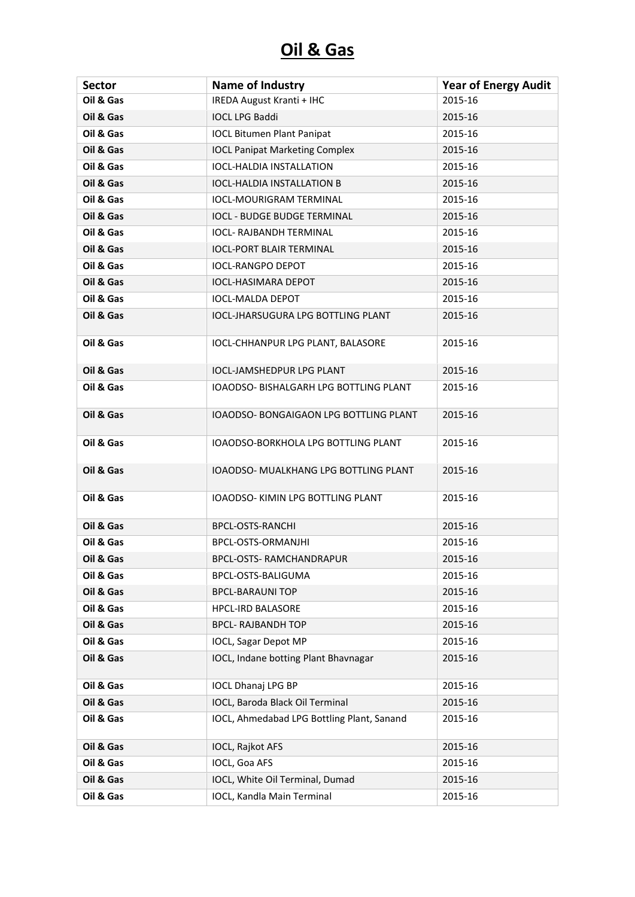# Oil & Gas

| Sector | Name of Industry | Year of Energy Audit |
|---|---|---|
| Oil & Gas | IREDA August Kranti + IHC | 2015-16 |
| Oil & Gas | IOCL LPG Baddi | 2015-16 |
| Oil & Gas | IOCL Bitumen Plant Panipat | 2015-16 |
| Oil & Gas | IOCL Panipat Marketing Complex | 2015-16 |
| Oil & Gas | IOCL-HALDIA INSTALLATION | 2015-16 |
| Oil & Gas | IOCL-HALDIA INSTALLATION B | 2015-16 |
| Oil & Gas | IOCL-MOURIGRAM TERMINAL | 2015-16 |
| Oil & Gas | IOCL - BUDGE BUDGE TERMINAL | 2015-16 |
| Oil & Gas | IOCL- RAJBANDH TERMINAL | 2015-16 |
| Oil & Gas | IOCL-PORT BLAIR TERMINAL | 2015-16 |
| Oil & Gas | IOCL-RANGPO DEPOT | 2015-16 |
| Oil & Gas | IOCL-HASIMARA DEPOT | 2015-16 |
| Oil & Gas | IOCL-MALDA DEPOT | 2015-16 |
| Oil & Gas | IOCL-JHARSUGURA LPG BOTTLING PLANT | 2015-16 |
| Oil & Gas | IOCL-CHHANPUR LPG PLANT, BALASORE | 2015-16 |
| Oil & Gas | IOCL-JAMSHEDPUR LPG PLANT | 2015-16 |
| Oil & Gas | IOAODSO- BISHALGARH LPG BOTTLING PLANT | 2015-16 |
| Oil & Gas | IOAODSO- BONGAIGAON LPG BOTTLING PLANT | 2015-16 |
| Oil & Gas | IOAODSO-BORKHOLA LPG BOTTLING PLANT | 2015-16 |
| Oil & Gas | IOAODSO- MUALKHANG LPG BOTTLING PLANT | 2015-16 |
| Oil & Gas | IOAODSO- KIMIN LPG BOTTLING PLANT | 2015-16 |
| Oil & Gas | BPCL-OSTS-RANCHI | 2015-16 |
| Oil & Gas | BPCL-OSTS-ORMANJHI | 2015-16 |
| Oil & Gas | BPCL-OSTS- RAMCHANDRAPUR | 2015-16 |
| Oil & Gas | BPCL-OSTS-BALIGUMA | 2015-16 |
| Oil & Gas | BPCL-BARAUNI TOP | 2015-16 |
| Oil & Gas | HPCL-IRD BALASORE | 2015-16 |
| Oil & Gas | BPCL- RAJBANDH TOP | 2015-16 |
| Oil & Gas | IOCL, Sagar Depot MP | 2015-16 |
| Oil & Gas | IOCL, Indane botting Plant Bhavnagar | 2015-16 |
| Oil & Gas | IOCL Dhanaj LPG BP | 2015-16 |
| Oil & Gas | IOCL, Baroda Black Oil Terminal | 2015-16 |
| Oil & Gas | IOCL, Ahmedabad LPG Bottling Plant, Sanand | 2015-16 |
| Oil & Gas | IOCL, Rajkot AFS | 2015-16 |
| Oil & Gas | IOCL, Goa AFS | 2015-16 |
| Oil & Gas | IOCL, White Oil Terminal, Dumad | 2015-16 |
| Oil & Gas | IOCL, Kandla Main Terminal | 2015-16 |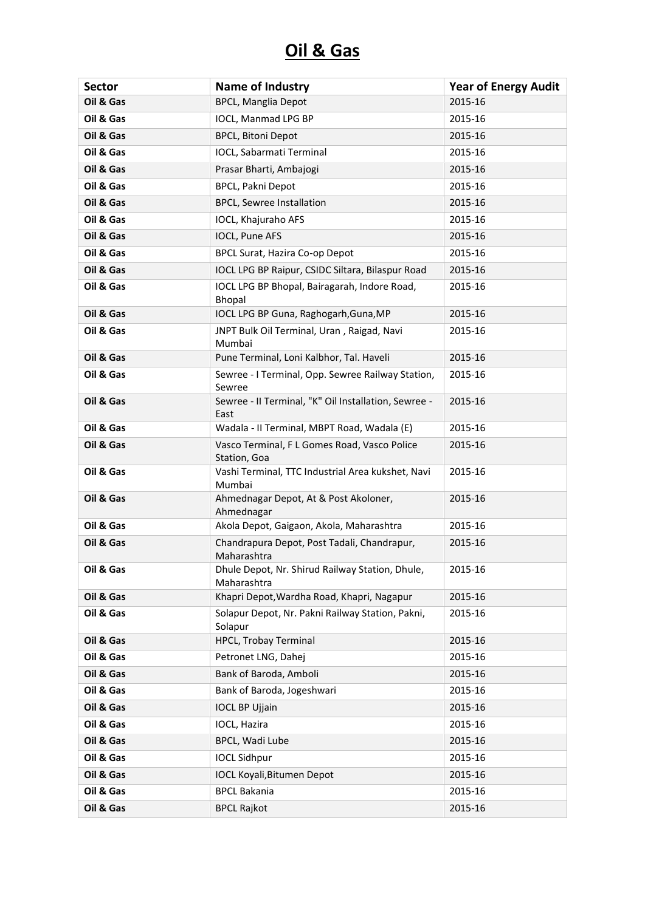# Oil & Gas

| Sector | Name of Industry | Year of Energy Audit |
|---|---|---|
| **Oil & Gas** | BPCL, Manglia Depot | 2015-16 |
| **Oil & Gas** | IOCL, Manmad LPG BP | 2015-16 |
| **Oil & Gas** | BPCL, Bitoni Depot | 2015-16 |
| **Oil & Gas** | IOCL, Sabarmati Terminal | 2015-16 |
| **Oil & Gas** | Prasar Bharti, Ambajogi | 2015-16 |
| **Oil & Gas** | BPCL, Pakni Depot | 2015-16 |
| **Oil & Gas** | BPCL, Sewree Installation | 2015-16 |
| **Oil & Gas** | IOCL, Khajuraho AFS | 2015-16 |
| **Oil & Gas** | IOCL, Pune AFS | 2015-16 |
| **Oil & Gas** | BPCL Surat, Hazira Co-op Depot | 2015-16 |
| **Oil & Gas** | IOCL LPG BP Raipur, CSIDC Siltara, Bilaspur Road | 2015-16 |
| **Oil & Gas** | IOCL LPG BP Bhopal, Bairagarah, Indore Road, Bhopal | 2015-16 |
| **Oil & Gas** | IOCL LPG BP Guna, Raghogarh,Guna,MP | 2015-16 |
| **Oil & Gas** | JNPT Bulk Oil Terminal, Uran , Raigad, Navi Mumbai | 2015-16 |
| **Oil & Gas** | Pune Terminal, Loni Kalbhor, Tal. Haveli | 2015-16 |
| **Oil & Gas** | Sewree - I Terminal, Opp. Sewree Railway Station, Sewree | 2015-16 |
| **Oil & Gas** | Sewree - II Terminal, "K" Oil Installation, Sewree - East | 2015-16 |
| **Oil & Gas** | Wadala - II Terminal, MBPT Road, Wadala (E) | 2015-16 |
| **Oil & Gas** | Vasco Terminal, F L Gomes Road, Vasco Police Station, Goa | 2015-16 |
| **Oil & Gas** | Vashi Terminal, TTC Industrial Area kukshet, Navi Mumbai | 2015-16 |
| **Oil & Gas** | Ahmednagar Depot, At & Post Akoloner, Ahmednagar | 2015-16 |
| **Oil & Gas** | Akola Depot, Gaigaon, Akola, Maharashtra | 2015-16 |
| **Oil & Gas** | Chandrapura Depot, Post Tadali, Chandrapur, Maharashtra | 2015-16 |
| **Oil & Gas** | Dhule Depot, Nr. Shirud Railway Station, Dhule, Maharashtra | 2015-16 |
| **Oil & Gas** | Khapri Depot,Wardha Road, Khapri, Nagapur | 2015-16 |
| **Oil & Gas** | Solapur Depot, Nr. Pakni Railway Station, Pakni, Solapur | 2015-16 |
| **Oil & Gas** | HPCL, Trobay Terminal | 2015-16 |
| **Oil & Gas** | Petronet LNG, Dahej | 2015-16 |
| **Oil & Gas** | Bank of Baroda, Amboli | 2015-16 |
| **Oil & Gas** | Bank of Baroda, Jogeshwari | 2015-16 |
| **Oil & Gas** | IOCL BP Ujjain | 2015-16 |
| **Oil & Gas** | IOCL, Hazira | 2015-16 |
| **Oil & Gas** | BPCL, Wadi Lube | 2015-16 |
| **Oil & Gas** | IOCL Sidhpur | 2015-16 |
| **Oil & Gas** | IOCL Koyali,Bitumen Depot | 2015-16 |
| **Oil & Gas** | BPCL Bakania | 2015-16 |
| **Oil & Gas** | BPCL Rajkot | 2015-16 |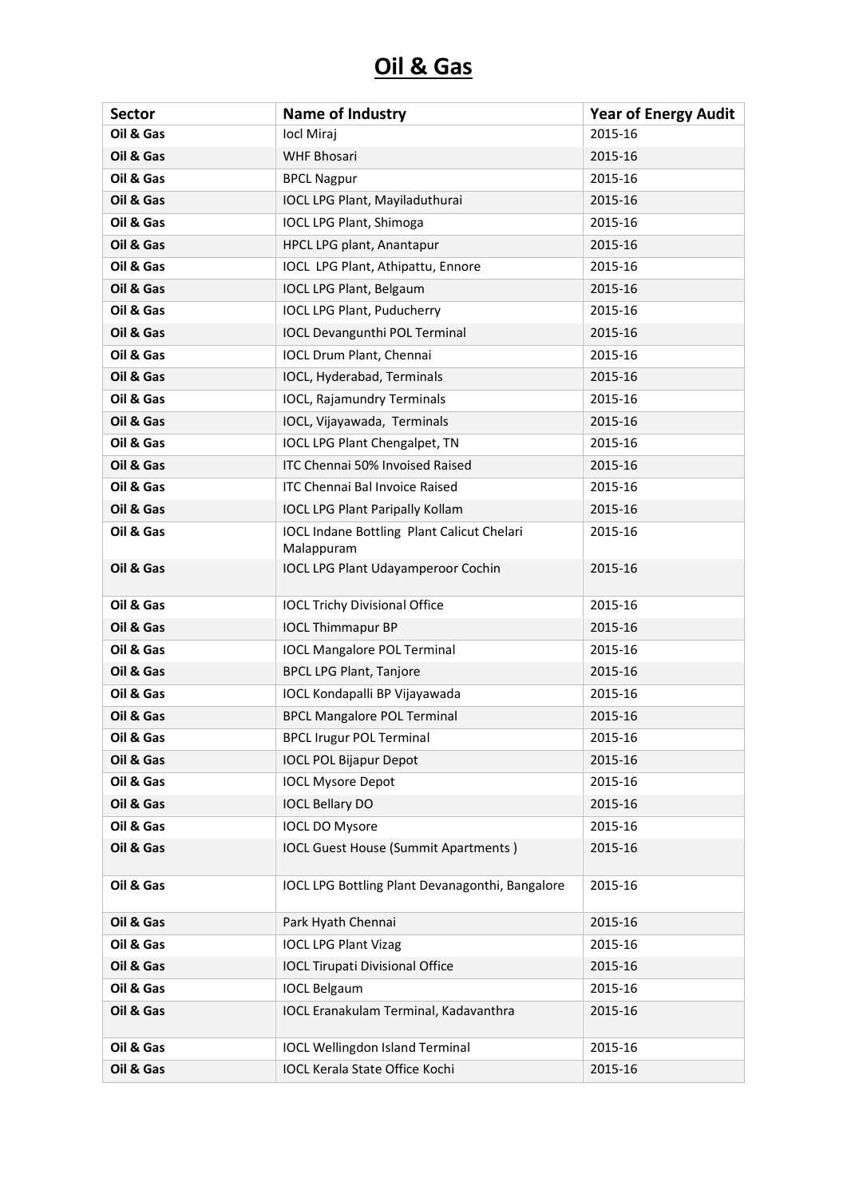# Oil & Gas

| Sector | Name of Industry | Year of Energy Audit |
|---|---|---|
| Oil & Gas | Iocl Miraj | 2015-16 |
| Oil & Gas | WHF Bhosari | 2015-16 |
| Oil & Gas | BPCL Nagpur | 2015-16 |
| Oil & Gas | IOCL LPG Plant, Mayiladuthurai | 2015-16 |
| Oil & Gas | IOCL LPG Plant, Shimoga | 2015-16 |
| Oil & Gas | HPCL LPG plant, Anantapur | 2015-16 |
| Oil & Gas | IOCL LPG Plant, Athipattu, Ennore | 2015-16 |
| Oil & Gas | IOCL LPG Plant, Belgaum | 2015-16 |
| Oil & Gas | IOCL LPG Plant, Puducherry | 2015-16 |
| Oil & Gas | IOCL Devangunthi POL Terminal | 2015-16 |
| Oil & Gas | IOCL Drum Plant, Chennai | 2015-16 |
| Oil & Gas | IOCL, Hyderabad, Terminals | 2015-16 |
| Oil & Gas | IOCL, Rajamundry Terminals | 2015-16 |
| Oil & Gas | IOCL, Vijayawada, Terminals | 2015-16 |
| Oil & Gas | IOCL LPG Plant Chengalpet, TN | 2015-16 |
| Oil & Gas | ITC Chennai 50% Invoised Raised | 2015-16 |
| Oil & Gas | ITC Chennai Bal Invoice Raised | 2015-16 |
| Oil & Gas | IOCL LPG Plant Paripally Kollam | 2015-16 |
| Oil & Gas | IOCL Indane Bottling Plant Calicut Chelari Malappuram | 2015-16 |
| Oil & Gas | IOCL LPG Plant Udayamperoor Cochin | 2015-16 |
| Oil & Gas | IOCL Trichy Divisional Office | 2015-16 |
| Oil & Gas | IOCL Thimmapur BP | 2015-16 |
| Oil & Gas | IOCL Mangalore POL Terminal | 2015-16 |
| Oil & Gas | BPCL LPG Plant, Tanjore | 2015-16 |
| Oil & Gas | IOCL Kondapalli BP Vijayawada | 2015-16 |
| Oil & Gas | BPCL Mangalore POL Terminal | 2015-16 |
| Oil & Gas | BPCL Irugur POL Terminal | 2015-16 |
| Oil & Gas | IOCL POL Bijapur Depot | 2015-16 |
| Oil & Gas | IOCL Mysore Depot | 2015-16 |
| Oil & Gas | IOCL Bellary DO | 2015-16 |
| Oil & Gas | IOCL DO Mysore | 2015-16 |
| Oil & Gas | IOCL Guest House (Summit Apartments ) | 2015-16 |
| Oil & Gas | IOCL LPG Bottling Plant Devanagonthi, Bangalore | 2015-16 |
| Oil & Gas | Park Hyath Chennai | 2015-16 |
| Oil & Gas | IOCL LPG Plant Vizag | 2015-16 |
| Oil & Gas | IOCL Tirupati Divisional Office | 2015-16 |
| Oil & Gas | IOCL Belgaum | 2015-16 |
| Oil & Gas | IOCL Eranakulam Terminal, Kadavanthra | 2015-16 |
| Oil & Gas | IOCL Wellingdon Island Terminal | 2015-16 |
| Oil & Gas | IOCL Kerala State Office Kochi | 2015-16 |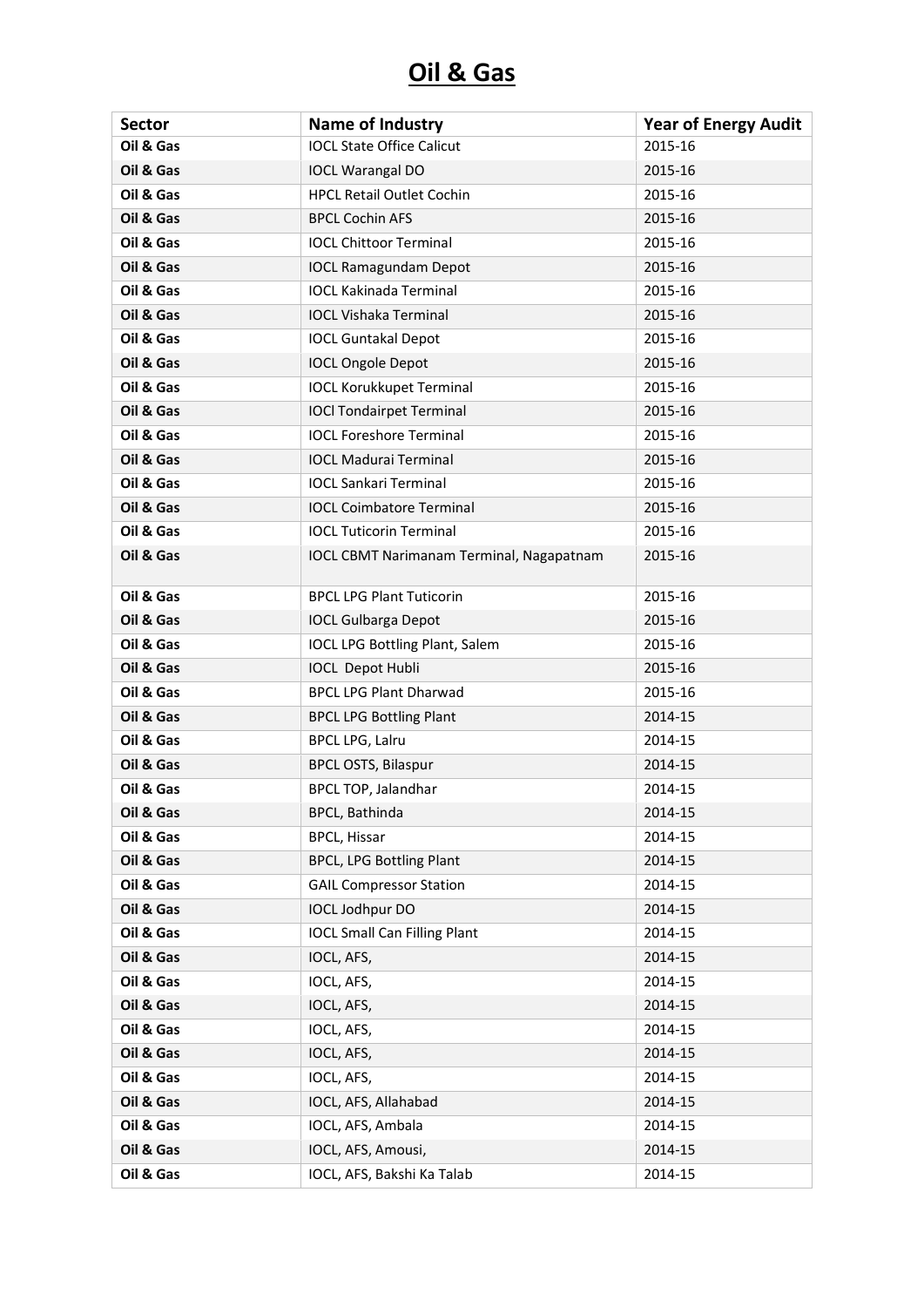# Oil & Gas

| Sector | Name of Industry | Year of Energy Audit |
|---|---|---|
| Oil & Gas | IOCL State Office Calicut | 2015-16 |
| Oil & Gas | IOCL Warangal DO | 2015-16 |
| Oil & Gas | HPCL Retail Outlet Cochin | 2015-16 |
| Oil & Gas | BPCL Cochin AFS | 2015-16 |
| Oil & Gas | IOCL Chittoor Terminal | 2015-16 |
| Oil & Gas | IOCL Ramagundam Depot | 2015-16 |
| Oil & Gas | IOCL Kakinada Terminal | 2015-16 |
| Oil & Gas | IOCL Vishaka Terminal | 2015-16 |
| Oil & Gas | IOCL Guntakal Depot | 2015-16 |
| Oil & Gas | IOCL Ongole Depot | 2015-16 |
| Oil & Gas | IOCL Korukkupet Terminal | 2015-16 |
| Oil & Gas | IOCl Tondairpet Terminal | 2015-16 |
| Oil & Gas | IOCL Foreshore Terminal | 2015-16 |
| Oil & Gas | IOCL Madurai Terminal | 2015-16 |
| Oil & Gas | IOCL Sankari Terminal | 2015-16 |
| Oil & Gas | IOCL Coimbatore Terminal | 2015-16 |
| Oil & Gas | IOCL Tuticorin Terminal | 2015-16 |
| Oil & Gas | IOCL CBMT Narimanam Terminal, Nagapatnam | 2015-16 |
| Oil & Gas | BPCL LPG Plant Tuticorin | 2015-16 |
| Oil & Gas | IOCL Gulbarga Depot | 2015-16 |
| Oil & Gas | IOCL LPG Bottling Plant, Salem | 2015-16 |
| Oil & Gas | IOCL Depot Hubli | 2015-16 |
| Oil & Gas | BPCL LPG Plant Dharwad | 2015-16 |
| Oil & Gas | BPCL LPG Bottling Plant | 2014-15 |
| Oil & Gas | BPCL LPG, Lalru | 2014-15 |
| Oil & Gas | BPCL OSTS, Bilaspur | 2014-15 |
| Oil & Gas | BPCL TOP, Jalandhar | 2014-15 |
| Oil & Gas | BPCL, Bathinda | 2014-15 |
| Oil & Gas | BPCL, Hissar | 2014-15 |
| Oil & Gas | BPCL, LPG Bottling Plant | 2014-15 |
| Oil & Gas | GAIL Compressor Station | 2014-15 |
| Oil & Gas | IOCL Jodhpur DO | 2014-15 |
| Oil & Gas | IOCL Small Can Filling Plant | 2014-15 |
| Oil & Gas | IOCL, AFS, | 2014-15 |
| Oil & Gas | IOCL, AFS, | 2014-15 |
| Oil & Gas | IOCL, AFS, | 2014-15 |
| Oil & Gas | IOCL, AFS, | 2014-15 |
| Oil & Gas | IOCL, AFS, | 2014-15 |
| Oil & Gas | IOCL, AFS, | 2014-15 |
| Oil & Gas | IOCL, AFS, Allahabad | 2014-15 |
| Oil & Gas | IOCL, AFS, Ambala | 2014-15 |
| Oil & Gas | IOCL, AFS, Amousi, | 2014-15 |
| Oil & Gas | IOCL, AFS, Bakshi Ka Talab | 2014-15 |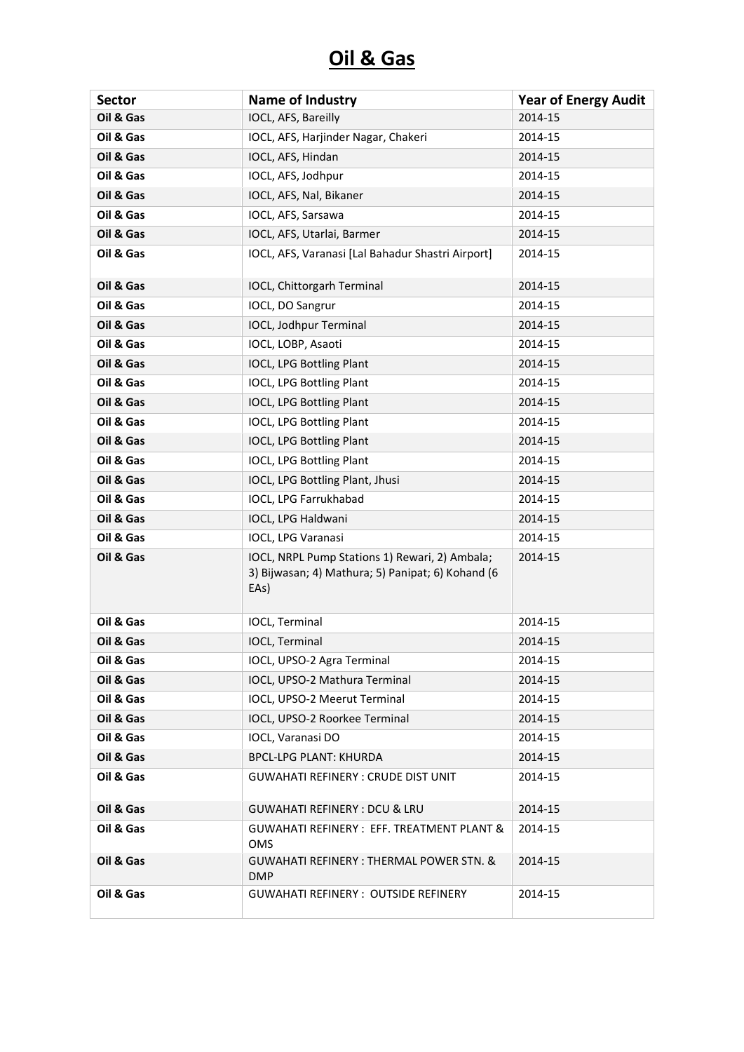# Oil & Gas

| Sector | Name of Industry | Year of Energy Audit |
|---|---|---|
| **Oil & Gas** | IOCL, AFS, Bareilly | 2014-15 |
| **Oil & Gas** | IOCL, AFS, Harjinder Nagar, Chakeri | 2014-15 |
| **Oil & Gas** | IOCL, AFS, Hindan | 2014-15 |
| **Oil & Gas** | IOCL, AFS, Jodhpur | 2014-15 |
| **Oil & Gas** | IOCL, AFS, Nal, Bikaner | 2014-15 |
| **Oil & Gas** | IOCL, AFS, Sarsawa | 2014-15 |
| **Oil & Gas** | IOCL, AFS, Utarlai, Barmer | 2014-15 |
| **Oil & Gas** | IOCL, AFS, Varanasi [Lal Bahadur Shastri Airport] | 2014-15 |
| **Oil & Gas** | IOCL, Chittorgarh Terminal | 2014-15 |
| **Oil & Gas** | IOCL, DO Sangrur | 2014-15 |
| **Oil & Gas** | IOCL, Jodhpur Terminal | 2014-15 |
| **Oil & Gas** | IOCL, LOBP, Asaoti | 2014-15 |
| **Oil & Gas** | IOCL, LPG Bottling Plant | 2014-15 |
| **Oil & Gas** | IOCL, LPG Bottling Plant | 2014-15 |
| **Oil & Gas** | IOCL, LPG Bottling Plant | 2014-15 |
| **Oil & Gas** | IOCL, LPG Bottling Plant | 2014-15 |
| **Oil & Gas** | IOCL, LPG Bottling Plant | 2014-15 |
| **Oil & Gas** | IOCL, LPG Bottling Plant | 2014-15 |
| **Oil & Gas** | IOCL, LPG Bottling Plant, Jhusi | 2014-15 |
| **Oil & Gas** | IOCL, LPG Farrukhabad | 2014-15 |
| **Oil & Gas** | IOCL, LPG Haldwani | 2014-15 |
| **Oil & Gas** | IOCL, LPG Varanasi | 2014-15 |
| **Oil & Gas** | IOCL, NRPL Pump Stations 1) Rewari, 2) Ambala; 3) Bijwasan; 4) Mathura; 5) Panipat; 6) Kohand (6 EAs) | 2014-15 |
| **Oil & Gas** | IOCL, Terminal | 2014-15 |
| **Oil & Gas** | IOCL, Terminal | 2014-15 |
| **Oil & Gas** | IOCL, UPSO-2 Agra Terminal | 2014-15 |
| **Oil & Gas** | IOCL, UPSO-2 Mathura Terminal | 2014-15 |
| **Oil & Gas** | IOCL, UPSO-2 Meerut Terminal | 2014-15 |
| **Oil & Gas** | IOCL, UPSO-2 Roorkee Terminal | 2014-15 |
| **Oil & Gas** | IOCL, Varanasi DO | 2014-15 |
| **Oil & Gas** | BPCL-LPG PLANT: KHURDA | 2014-15 |
| **Oil & Gas** | GUWAHATI REFINERY : CRUDE DIST UNIT | 2014-15 |
| **Oil & Gas** | GUWAHATI REFINERY : DCU & LRU | 2014-15 |
| **Oil & Gas** | GUWAHATI REFINERY : EFF. TREATMENT PLANT & OMS | 2014-15 |
| **Oil & Gas** | GUWAHATI REFINERY : THERMAL POWER STN. & DMP | 2014-15 |
| **Oil & Gas** | GUWAHATI REFINERY : OUTSIDE REFINERY | 2014-15 |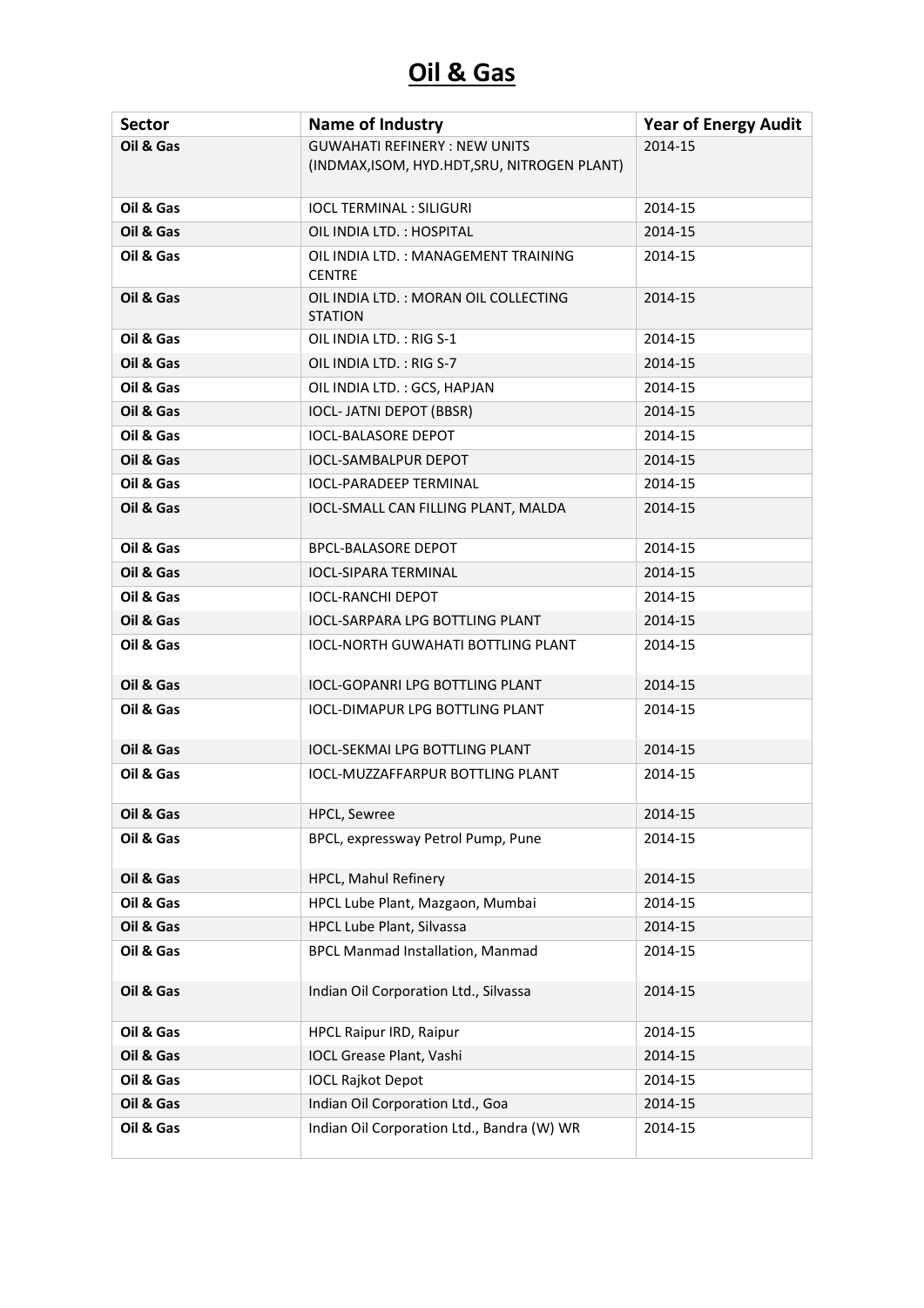# Oil & Gas

| Sector | Name of Industry | Year of Energy Audit |
|---|---|---|
| **Oil & Gas** | GUWAHATI REFINERY : NEW UNITS (INDMAX,ISOM, HYD.HDT,SRU, NITROGEN PLANT) | 2014-15 |
| **Oil & Gas** | IOCL TERMINAL : SILIGURI | 2014-15 |
| **Oil & Gas** | OIL INDIA LTD. : HOSPITAL | 2014-15 |
| **Oil & Gas** | OIL INDIA LTD. : MANAGEMENT TRAINING CENTRE | 2014-15 |
| **Oil & Gas** | OIL INDIA LTD. : MORAN OIL COLLECTING STATION | 2014-15 |
| **Oil & Gas** | OIL INDIA LTD. : RIG S-1 | 2014-15 |
| **Oil & Gas** | OIL INDIA LTD. : RIG S-7 | 2014-15 |
| **Oil & Gas** | OIL INDIA LTD. : GCS, HAPJAN | 2014-15 |
| **Oil & Gas** | IOCL- JATNI DEPOT (BBSR) | 2014-15 |
| **Oil & Gas** | IOCL-BALASORE DEPOT | 2014-15 |
| **Oil & Gas** | IOCL-SAMBALPUR DEPOT | 2014-15 |
| **Oil & Gas** | IOCL-PARADEEP TERMINAL | 2014-15 |
| **Oil & Gas** | IOCL-SMALL CAN FILLING PLANT, MALDA | 2014-15 |
| **Oil & Gas** | BPCL-BALASORE DEPOT | 2014-15 |
| **Oil & Gas** | IOCL-SIPARA TERMINAL | 2014-15 |
| **Oil & Gas** | IOCL-RANCHI DEPOT | 2014-15 |
| **Oil & Gas** | IOCL-SARPARA LPG BOTTLING PLANT | 2014-15 |
| **Oil & Gas** | IOCL-NORTH GUWAHATI BOTTLING PLANT | 2014-15 |
| **Oil & Gas** | IOCL-GOPANRI LPG BOTTLING PLANT | 2014-15 |
| **Oil & Gas** | IOCL-DIMAPUR LPG BOTTLING PLANT | 2014-15 |
| **Oil & Gas** | IOCL-SEKMAI LPG BOTTLING PLANT | 2014-15 |
| **Oil & Gas** | IOCL-MUZZAFFARPUR BOTTLING PLANT | 2014-15 |
| **Oil & Gas** | HPCL, Sewree | 2014-15 |
| **Oil & Gas** | BPCL, expressway Petrol Pump, Pune | 2014-15 |
| **Oil & Gas** | HPCL, Mahul Refinery | 2014-15 |
| **Oil & Gas** | HPCL Lube Plant, Mazgaon, Mumbai | 2014-15 |
| **Oil & Gas** | HPCL Lube Plant, Silvassa | 2014-15 |
| **Oil & Gas** | BPCL Manmad Installation, Manmad | 2014-15 |
| **Oil & Gas** | Indian Oil Corporation Ltd., Silvassa | 2014-15 |
| **Oil & Gas** | HPCL Raipur IRD, Raipur | 2014-15 |
| **Oil & Gas** | IOCL Grease Plant, Vashi | 2014-15 |
| **Oil & Gas** | IOCL Rajkot Depot | 2014-15 |
| **Oil & Gas** | Indian Oil Corporation Ltd., Goa | 2014-15 |
| **Oil & Gas** | Indian Oil Corporation Ltd., Bandra (W) WR | 2014-15 |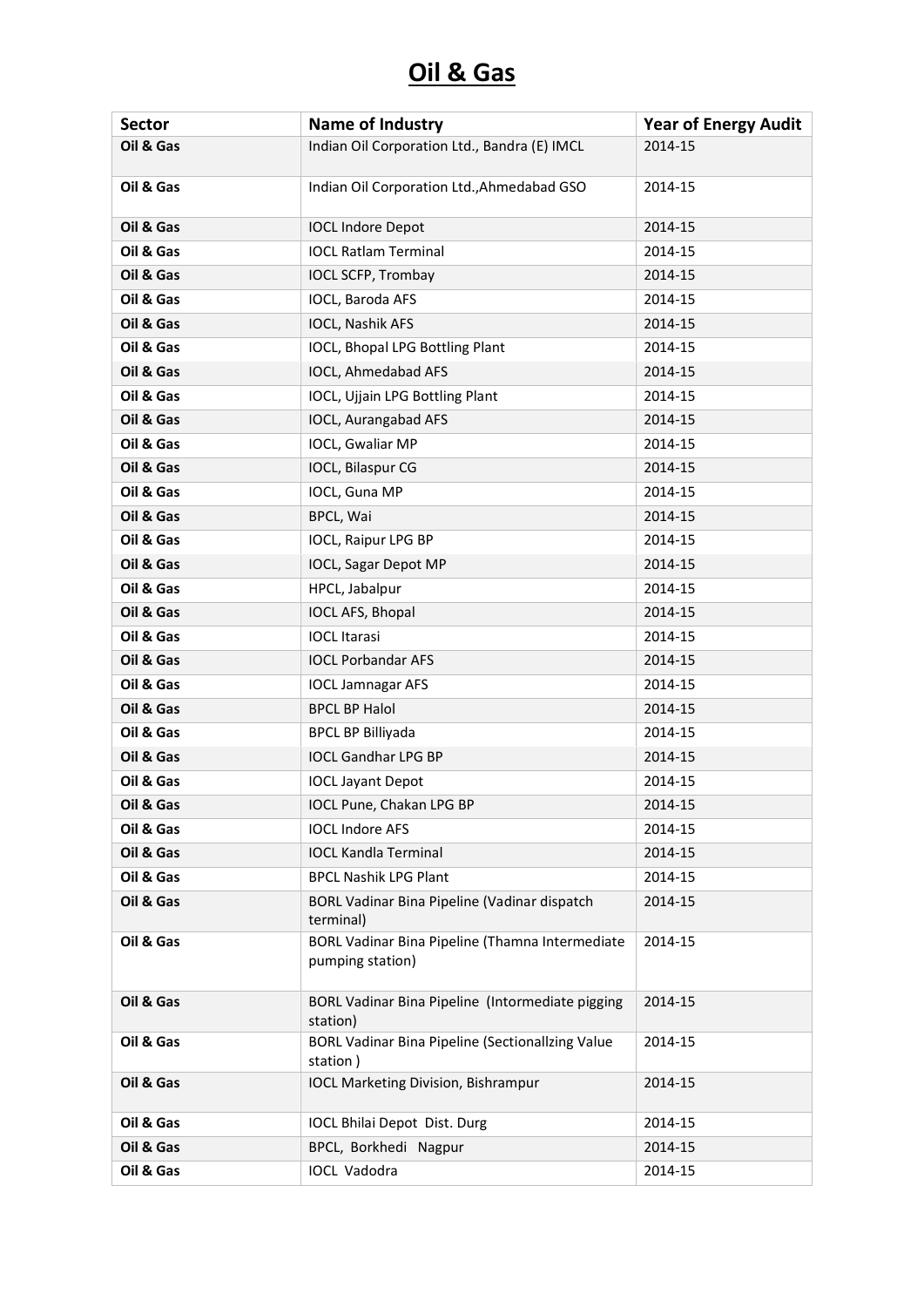# Oil & Gas

| Sector | Name of Industry | Year of Energy Audit |
|---|---|---|
| **Oil & Gas** | Indian Oil Corporation Ltd., Bandra (E) IMCL | 2014-15 |
| **Oil & Gas** | Indian Oil Corporation Ltd.,Ahmedabad GSO | 2014-15 |
| **Oil & Gas** | IOCL Indore Depot | 2014-15 |
| **Oil & Gas** | IOCL Ratlam Terminal | 2014-15 |
| **Oil & Gas** | IOCL SCFP, Trombay | 2014-15 |
| **Oil & Gas** | IOCL, Baroda AFS | 2014-15 |
| **Oil & Gas** | IOCL, Nashik AFS | 2014-15 |
| **Oil & Gas** | IOCL, Bhopal LPG Bottling Plant | 2014-15 |
| **Oil & Gas** | IOCL, Ahmedabad AFS | 2014-15 |
| **Oil & Gas** | IOCL, Ujjain LPG Bottling Plant | 2014-15 |
| **Oil & Gas** | IOCL, Aurangabad AFS | 2014-15 |
| **Oil & Gas** | IOCL, Gwaliar MP | 2014-15 |
| **Oil & Gas** | IOCL, Bilaspur CG | 2014-15 |
| **Oil & Gas** | IOCL, Guna MP | 2014-15 |
| **Oil & Gas** | BPCL, Wai | 2014-15 |
| **Oil & Gas** | IOCL, Raipur LPG BP | 2014-15 |
| **Oil & Gas** | IOCL, Sagar Depot MP | 2014-15 |
| **Oil & Gas** | HPCL, Jabalpur | 2014-15 |
| **Oil & Gas** | IOCL AFS, Bhopal | 2014-15 |
| **Oil & Gas** | IOCL Itarasi | 2014-15 |
| **Oil & Gas** | IOCL Porbandar AFS | 2014-15 |
| **Oil & Gas** | IOCL Jamnagar AFS | 2014-15 |
| **Oil & Gas** | BPCL BP Halol | 2014-15 |
| **Oil & Gas** | BPCL BP Billiyada | 2014-15 |
| **Oil & Gas** | IOCL Gandhar LPG BP | 2014-15 |
| **Oil & Gas** | IOCL Jayant Depot | 2014-15 |
| **Oil & Gas** | IOCL Pune, Chakan LPG BP | 2014-15 |
| **Oil & Gas** | IOCL Indore AFS | 2014-15 |
| **Oil & Gas** | IOCL Kandla Terminal | 2014-15 |
| **Oil & Gas** | BPCL Nashik LPG Plant | 2014-15 |
| **Oil & Gas** | BORL Vadinar Bina Pipeline (Vadinar dispatch terminal) | 2014-15 |
| **Oil & Gas** | BORL Vadinar Bina Pipeline (Thamna Intermediate pumping station) | 2014-15 |
| **Oil & Gas** | BORL Vadinar Bina Pipeline (Intormediate pigging station) | 2014-15 |
| **Oil & Gas** | BORL Vadinar Bina Pipeline (Sectionallzing Value station ) | 2014-15 |
| **Oil & Gas** | IOCL Marketing Division, Bishrampur | 2014-15 |
| **Oil & Gas** | IOCL Bhilai Depot Dist. Durg | 2014-15 |
| **Oil & Gas** | BPCL, Borkhedi Nagpur | 2014-15 |
| **Oil & Gas** | IOCL Vadodra | 2014-15 |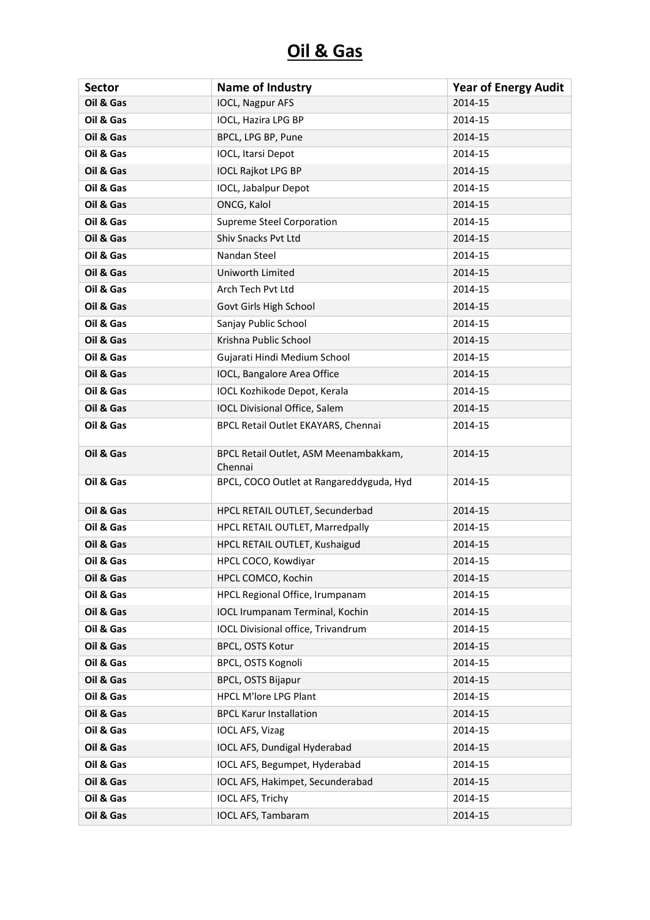# Oil & Gas

| Sector | Name of Industry | Year of Energy Audit |
|---|---|---|
| **Oil & Gas** | IOCL, Nagpur AFS | 2014-15 |
| **Oil & Gas** | IOCL, Hazira LPG BP | 2014-15 |
| **Oil & Gas** | BPCL, LPG BP, Pune | 2014-15 |
| **Oil & Gas** | IOCL, Itarsi Depot | 2014-15 |
| **Oil & Gas** | IOCL Rajkot LPG BP | 2014-15 |
| **Oil & Gas** | IOCL, Jabalpur Depot | 2014-15 |
| **Oil & Gas** | ONCG, Kalol | 2014-15 |
| **Oil & Gas** | Supreme Steel Corporation | 2014-15 |
| **Oil & Gas** | Shiv Snacks Pvt Ltd | 2014-15 |
| **Oil & Gas** | Nandan Steel | 2014-15 |
| **Oil & Gas** | Uniworth Limited | 2014-15 |
| **Oil & Gas** | Arch Tech Pvt Ltd | 2014-15 |
| **Oil & Gas** | Govt Girls High School | 2014-15 |
| **Oil & Gas** | Sanjay Public School | 2014-15 |
| **Oil & Gas** | Krishna Public School | 2014-15 |
| **Oil & Gas** | Gujarati Hindi Medium School | 2014-15 |
| **Oil & Gas** | IOCL, Bangalore Area Office | 2014-15 |
| **Oil & Gas** | IOCL Kozhikode Depot, Kerala | 2014-15 |
| **Oil & Gas** | IOCL Divisional Office, Salem | 2014-15 |
| **Oil & Gas** | BPCL Retail Outlet EKAYARS, Chennai | 2014-15 |
| **Oil & Gas** | BPCL Retail Outlet, ASM Meenambakkam, Chennai | 2014-15 |
| **Oil & Gas** | BPCL, COCO Outlet at Rangareddyguda, Hyd | 2014-15 |
| **Oil & Gas** | HPCL RETAIL OUTLET, Secunderbad | 2014-15 |
| **Oil & Gas** | HPCL RETAIL OUTLET, Marredpally | 2014-15 |
| **Oil & Gas** | HPCL RETAIL OUTLET, Kushaigud | 2014-15 |
| **Oil & Gas** | HPCL COCO, Kowdiyar | 2014-15 |
| **Oil & Gas** | HPCL COMCO, Kochin | 2014-15 |
| **Oil & Gas** | HPCL Regional Office, Irumpanam | 2014-15 |
| **Oil & Gas** | IOCL Irumpanam Terminal, Kochin | 2014-15 |
| **Oil & Gas** | IOCL Divisional office, Trivandrum | 2014-15 |
| **Oil & Gas** | BPCL, OSTS Kotur | 2014-15 |
| **Oil & Gas** | BPCL, OSTS Kognoli | 2014-15 |
| **Oil & Gas** | BPCL, OSTS Bijapur | 2014-15 |
| **Oil & Gas** | HPCL M'lore LPG Plant | 2014-15 |
| **Oil & Gas** | BPCL Karur Installation | 2014-15 |
| **Oil & Gas** | IOCL AFS, Vizag | 2014-15 |
| **Oil & Gas** | IOCL AFS, Dundigal Hyderabad | 2014-15 |
| **Oil & Gas** | IOCL AFS, Begumpet, Hyderabad | 2014-15 |
| **Oil & Gas** | IOCL AFS, Hakimpet, Secunderabad | 2014-15 |
| **Oil & Gas** | IOCL AFS, Trichy | 2014-15 |
| **Oil & Gas** | IOCL AFS, Tambaram | 2014-15 |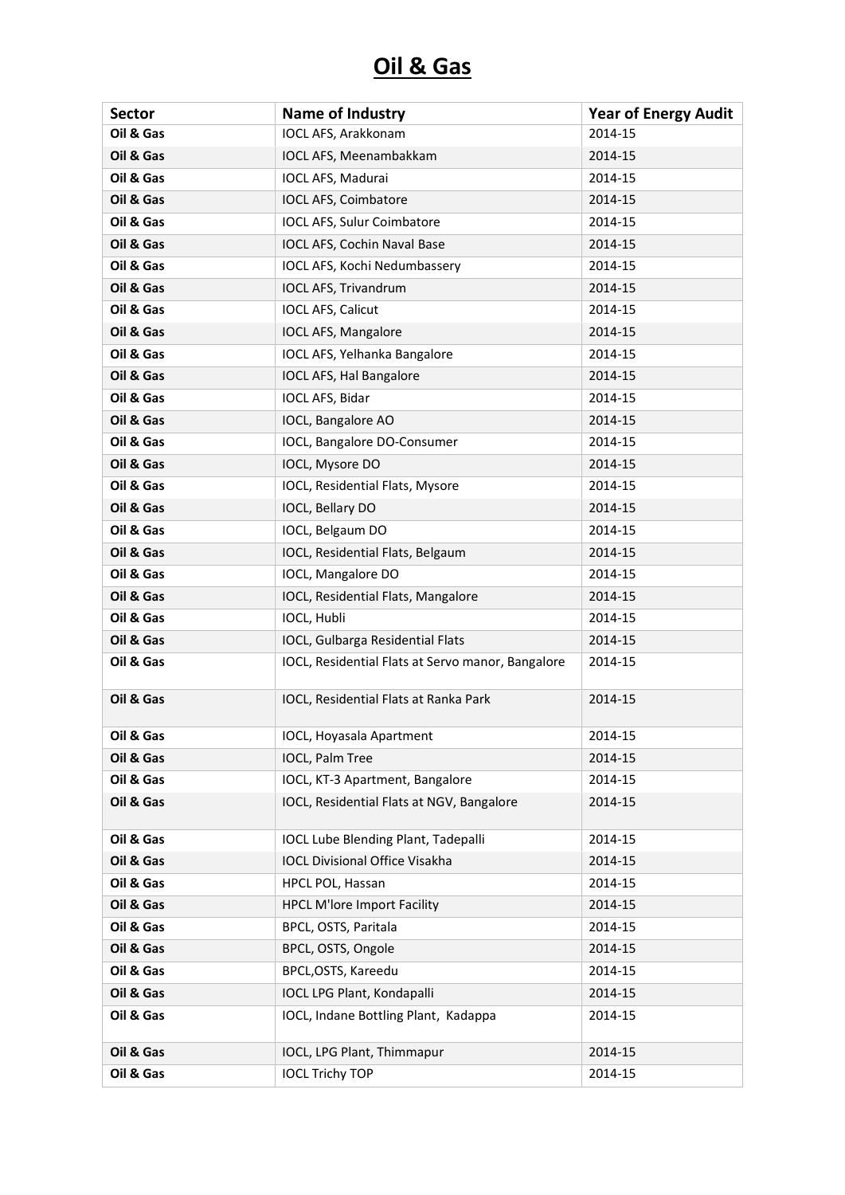# Oil & Gas

| Sector | Name of Industry | Year of Energy Audit |
|---|---|---|
| Oil & Gas | IOCL AFS, Arakkonam | 2014-15 |
| Oil & Gas | IOCL AFS, Meenambakkam | 2014-15 |
| Oil & Gas | IOCL AFS, Madurai | 2014-15 |
| Oil & Gas | IOCL AFS, Coimbatore | 2014-15 |
| Oil & Gas | IOCL AFS, Sulur Coimbatore | 2014-15 |
| Oil & Gas | IOCL AFS, Cochin Naval Base | 2014-15 |
| Oil & Gas | IOCL AFS, Kochi Nedumbassery | 2014-15 |
| Oil & Gas | IOCL AFS, Trivandrum | 2014-15 |
| Oil & Gas | IOCL AFS, Calicut | 2014-15 |
| Oil & Gas | IOCL AFS, Mangalore | 2014-15 |
| Oil & Gas | IOCL AFS, Yelhanka Bangalore | 2014-15 |
| Oil & Gas | IOCL AFS, Hal Bangalore | 2014-15 |
| Oil & Gas | IOCL AFS, Bidar | 2014-15 |
| Oil & Gas | IOCL, Bangalore AO | 2014-15 |
| Oil & Gas | IOCL, Bangalore DO-Consumer | 2014-15 |
| Oil & Gas | IOCL, Mysore DO | 2014-15 |
| Oil & Gas | IOCL, Residential Flats, Mysore | 2014-15 |
| Oil & Gas | IOCL, Bellary DO | 2014-15 |
| Oil & Gas | IOCL, Belgaum DO | 2014-15 |
| Oil & Gas | IOCL, Residential Flats, Belgaum | 2014-15 |
| Oil & Gas | IOCL, Mangalore DO | 2014-15 |
| Oil & Gas | IOCL, Residential Flats, Mangalore | 2014-15 |
| Oil & Gas | IOCL, Hubli | 2014-15 |
| Oil & Gas | IOCL, Gulbarga Residential Flats | 2014-15 |
| Oil & Gas | IOCL, Residential Flats at Servo manor, Bangalore | 2014-15 |
| Oil & Gas | IOCL, Residential Flats at Ranka Park | 2014-15 |
| Oil & Gas | IOCL, Hoyasala Apartment | 2014-15 |
| Oil & Gas | IOCL, Palm Tree | 2014-15 |
| Oil & Gas | IOCL, KT-3 Apartment, Bangalore | 2014-15 |
| Oil & Gas | IOCL, Residential Flats at NGV, Bangalore | 2014-15 |
| Oil & Gas | IOCL Lube Blending Plant, Tadepalli | 2014-15 |
| Oil & Gas | IOCL Divisional Office Visakha | 2014-15 |
| Oil & Gas | HPCL POL, Hassan | 2014-15 |
| Oil & Gas | HPCL M'lore Import Facility | 2014-15 |
| Oil & Gas | BPCL, OSTS, Paritala | 2014-15 |
| Oil & Gas | BPCL, OSTS, Ongole | 2014-15 |
| Oil & Gas | BPCL,OSTS, Kareedu | 2014-15 |
| Oil & Gas | IOCL LPG Plant, Kondapalli | 2014-15 |
| Oil & Gas | IOCL, Indane Bottling Plant, Kadappa | 2014-15 |
| Oil & Gas | IOCL, LPG Plant, Thimmapur | 2014-15 |
| Oil & Gas | IOCL Trichy TOP | 2014-15 |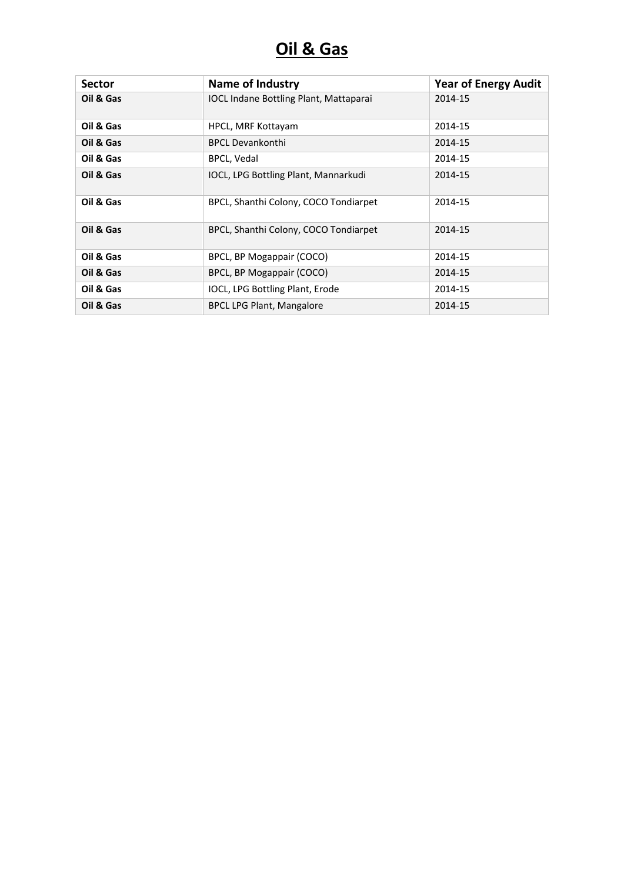# Oil & Gas

| Sector | Name of Industry | Year of Energy Audit |
|---|---|---|
| **Oil & Gas** | IOCL Indane Bottling Plant, Mattaparai | 2014-15 |
| **Oil & Gas** | HPCL, MRF Kottayam | 2014-15 |
| **Oil & Gas** | BPCL Devankonthi | 2014-15 |
| **Oil & Gas** | BPCL, Vedal | 2014-15 |
| **Oil & Gas** | IOCL, LPG Bottling Plant, Mannarkudi | 2014-15 |
| **Oil & Gas** | BPCL, Shanthi Colony, COCO Tondiarpet | 2014-15 |
| **Oil & Gas** | BPCL, Shanthi Colony, COCO Tondiarpet | 2014-15 |
| **Oil & Gas** | BPCL, BP Mogappair (COCO) | 2014-15 |
| **Oil & Gas** | BPCL, BP Mogappair (COCO) | 2014-15 |
| **Oil & Gas** | IOCL, LPG Bottling Plant, Erode | 2014-15 |
| **Oil & Gas** | BPCL LPG Plant, Mangalore | 2014-15 |